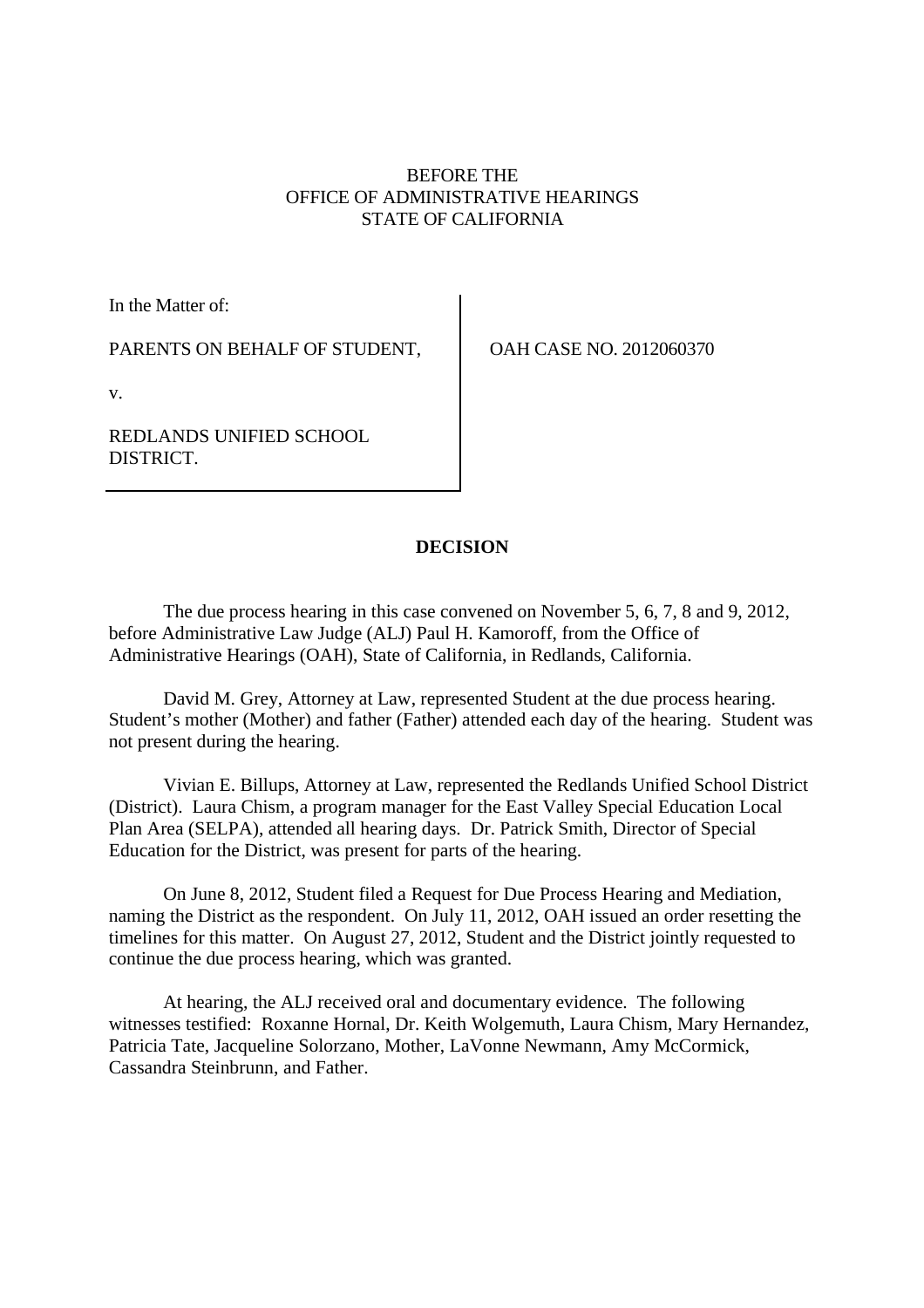BEFORE THE
OFFICE OF ADMINISTRATIVE HEARINGS
STATE OF CALIFORNIA

| In the Matter of: | |
|---|---|
| PARENTS ON BEHALF OF STUDENT, | OAH CASE NO. 2012060370 |
| v. | |
| REDLANDS UNIFIED SCHOOL DISTRICT. | |

## DECISION

The due process hearing in this case convened on November 5, 6, 7, 8 and 9, 2012, before Administrative Law Judge (ALJ) Paul H. Kamoroff, from the Office of Administrative Hearings (OAH), State of California, in Redlands, California.

David M. Grey, Attorney at Law, represented Student at the due process hearing. Student's mother (Mother) and father (Father) attended each day of the hearing. Student was not present during the hearing.

Vivian E. Billups, Attorney at Law, represented the Redlands Unified School District (District). Laura Chism, a program manager for the East Valley Special Education Local Plan Area (SELPA), attended all hearing days. Dr. Patrick Smith, Director of Special Education for the District, was present for parts of the hearing.

On June 8, 2012, Student filed a Request for Due Process Hearing and Mediation, naming the District as the respondent. On July 11, 2012, OAH issued an order resetting the timelines for this matter. On August 27, 2012, Student and the District jointly requested to continue the due process hearing, which was granted.

At hearing, the ALJ received oral and documentary evidence. The following witnesses testified: Roxanne Hornal, Dr. Keith Wolgemuth, Laura Chism, Mary Hernandez, Patricia Tate, Jacqueline Solorzano, Mother, LaVonne Newmann, Amy McCormick, Cassandra Steinbrunn, and Father.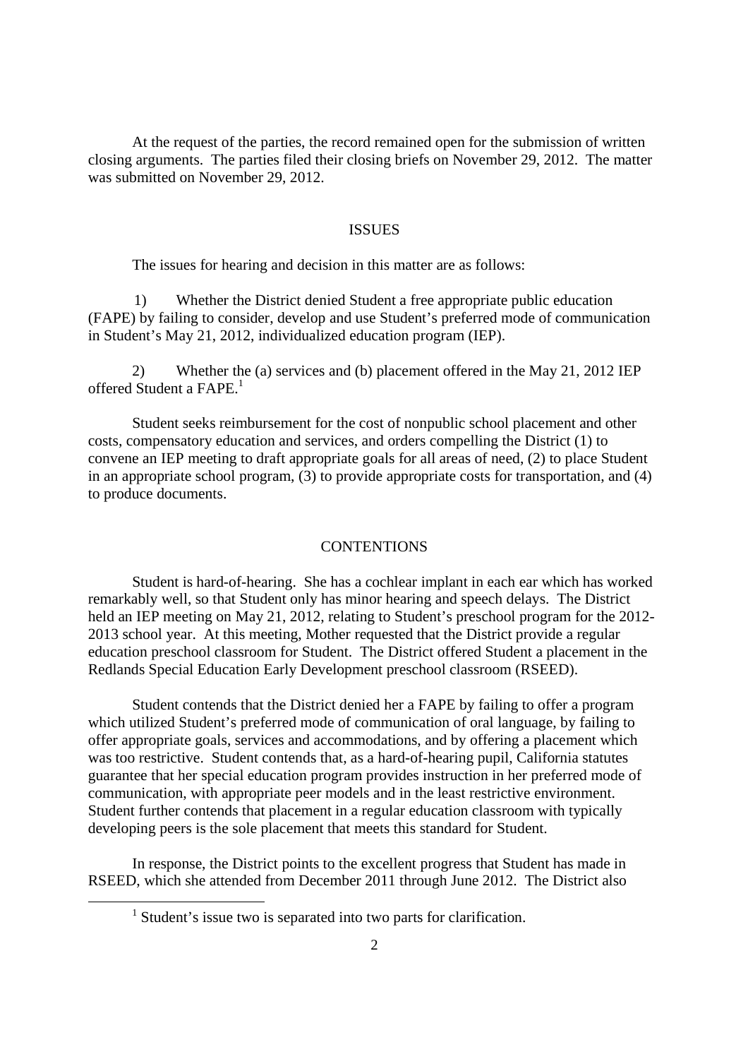At the request of the parties, the record remained open for the submission of written closing arguments. The parties filed their closing briefs on November 29, 2012. The matter was submitted on November 29, 2012.

## ISSUES

The issues for hearing and decision in this matter are as follows:

1) Whether the District denied Student a free appropriate public education (FAPE) by failing to consider, develop and use Student's preferred mode of communication in Student's May 21, 2012, individualized education program (IEP).

2) Whether the (a) services and (b) placement offered in the May 21, 2012 IEP offered Student a FAPE.[1]

Student seeks reimbursement for the cost of nonpublic school placement and other costs, compensatory education and services, and orders compelling the District (1) to convene an IEP meeting to draft appropriate goals for all areas of need, (2) to place Student in an appropriate school program, (3) to provide appropriate costs for transportation, and (4) to produce documents.

## CONTENTIONS

Student is hard-of-hearing. She has a cochlear implant in each ear which has worked remarkably well, so that Student only has minor hearing and speech delays. The District held an IEP meeting on May 21, 2012, relating to Student's preschool program for the 2012-2013 school year. At this meeting, Mother requested that the District provide a regular education preschool classroom for Student. The District offered Student a placement in the Redlands Special Education Early Development preschool classroom (RSEED).

Student contends that the District denied her a FAPE by failing to offer a program which utilized Student's preferred mode of communication of oral language, by failing to offer appropriate goals, services and accommodations, and by offering a placement which was too restrictive. Student contends that, as a hard-of-hearing pupil, California statutes guarantee that her special education program provides instruction in her preferred mode of communication, with appropriate peer models and in the least restrictive environment. Student further contends that placement in a regular education classroom with typically developing peers is the sole placement that meets this standard for Student.

In response, the District points to the excellent progress that Student has made in RSEED, which she attended from December 2011 through June 2012. The District also

[1] Student's issue two is separated into two parts for clarification.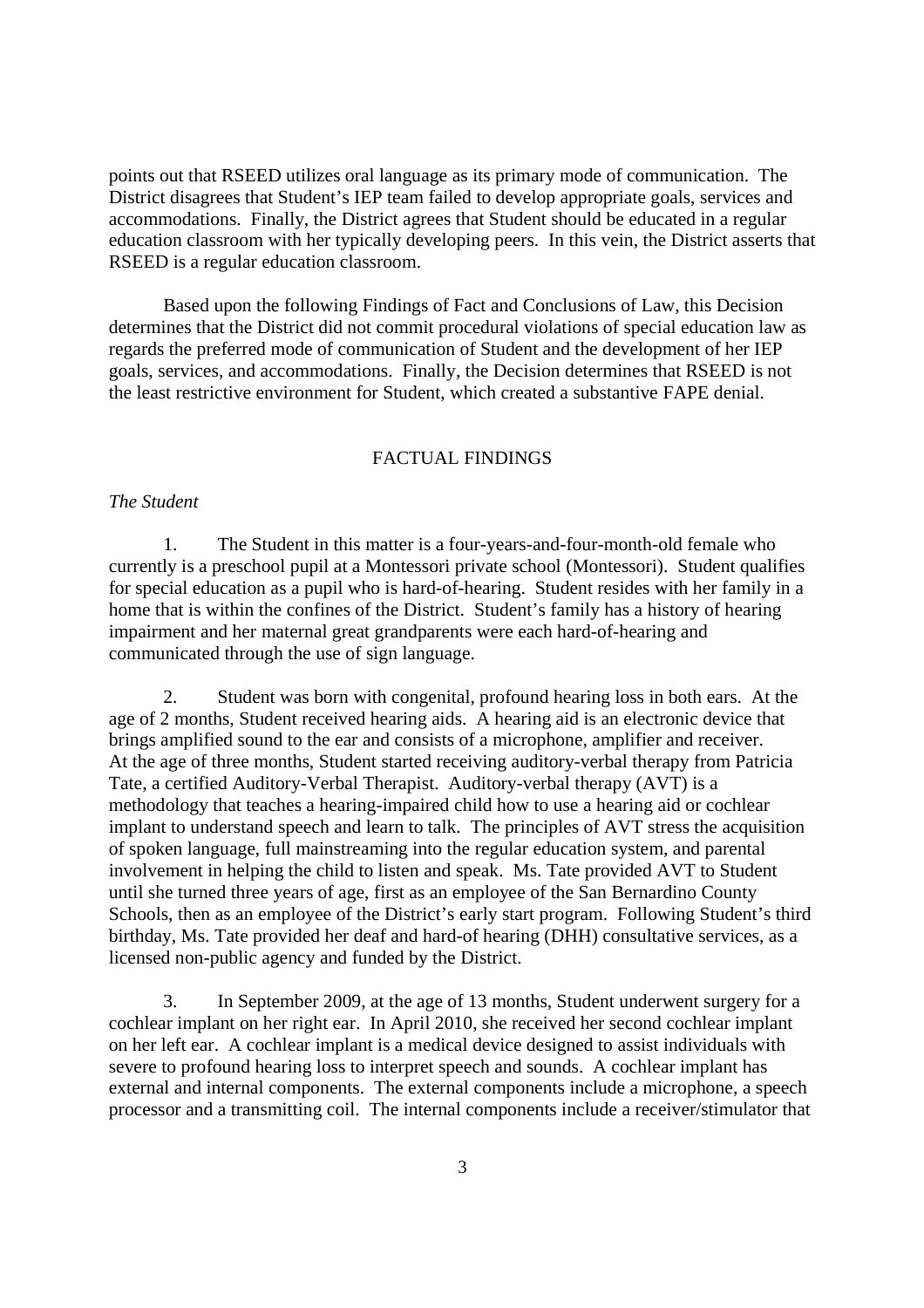points out that RSEED utilizes oral language as its primary mode of communication. The District disagrees that Student's IEP team failed to develop appropriate goals, services and accommodations. Finally, the District agrees that Student should be educated in a regular education classroom with her typically developing peers. In this vein, the District asserts that RSEED is a regular education classroom.

Based upon the following Findings of Fact and Conclusions of Law, this Decision determines that the District did not commit procedural violations of special education law as regards the preferred mode of communication of Student and the development of her IEP goals, services, and accommodations. Finally, the Decision determines that RSEED is not the least restrictive environment for Student, which created a substantive FAPE denial.

## FACTUAL FINDINGS

*The Student*

1. The Student in this matter is a four-years-and-four-month-old female who currently is a preschool pupil at a Montessori private school (Montessori). Student qualifies for special education as a pupil who is hard-of-hearing. Student resides with her family in a home that is within the confines of the District. Student's family has a history of hearing impairment and her maternal great grandparents were each hard-of-hearing and communicated through the use of sign language.

2. Student was born with congenital, profound hearing loss in both ears. At the age of 2 months, Student received hearing aids. A hearing aid is an electronic device that brings amplified sound to the ear and consists of a microphone, amplifier and receiver. At the age of three months, Student started receiving auditory-verbal therapy from Patricia Tate, a certified Auditory-Verbal Therapist. Auditory-verbal therapy (AVT) is a methodology that teaches a hearing-impaired child how to use a hearing aid or cochlear implant to understand speech and learn to talk. The principles of AVT stress the acquisition of spoken language, full mainstreaming into the regular education system, and parental involvement in helping the child to listen and speak. Ms. Tate provided AVT to Student until she turned three years of age, first as an employee of the San Bernardino County Schools, then as an employee of the District's early start program. Following Student's third birthday, Ms. Tate provided her deaf and hard-of hearing (DHH) consultative services, as a licensed non-public agency and funded by the District.

3. In September 2009, at the age of 13 months, Student underwent surgery for a cochlear implant on her right ear. In April 2010, she received her second cochlear implant on her left ear. A cochlear implant is a medical device designed to assist individuals with severe to profound hearing loss to interpret speech and sounds. A cochlear implant has external and internal components. The external components include a microphone, a speech processor and a transmitting coil. The internal components include a receiver/stimulator that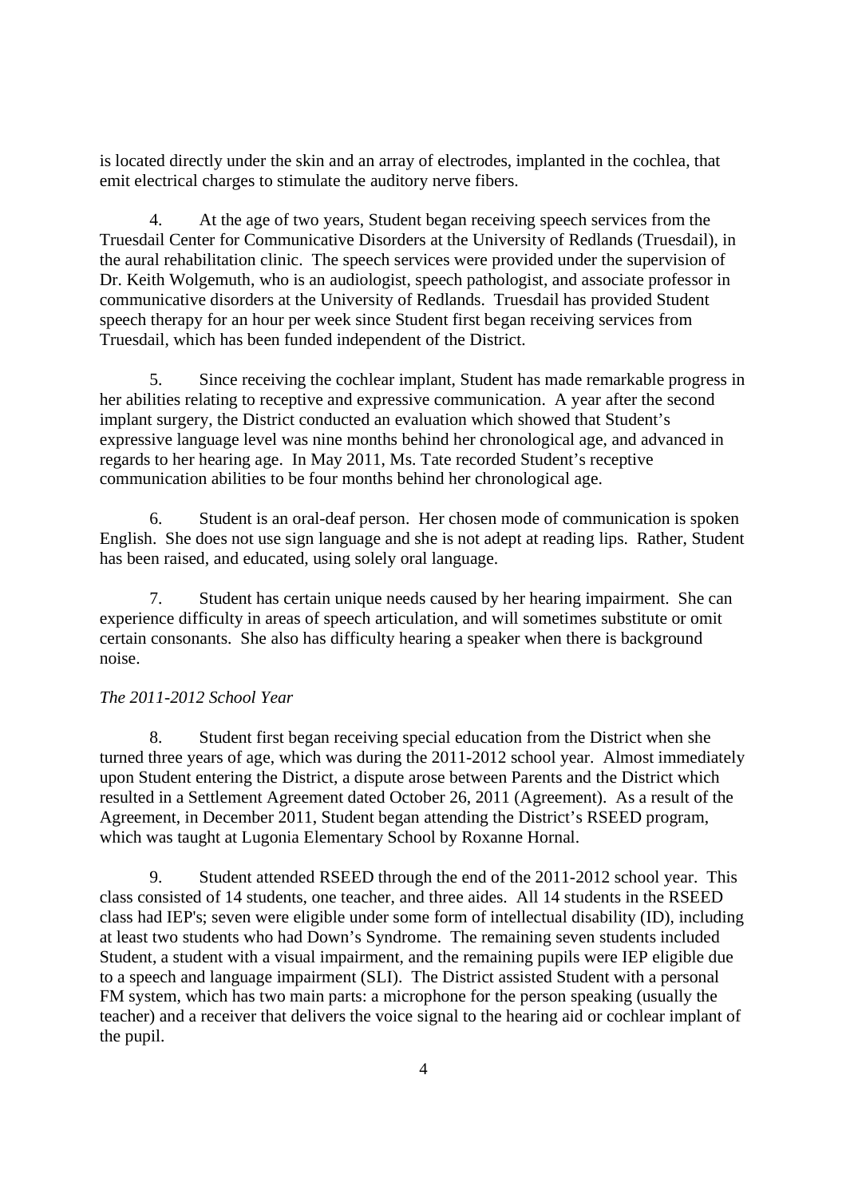is located directly under the skin and an array of electrodes, implanted in the cochlea, that emit electrical charges to stimulate the auditory nerve fibers.

4. At the age of two years, Student began receiving speech services from the Truesdail Center for Communicative Disorders at the University of Redlands (Truesdail), in the aural rehabilitation clinic. The speech services were provided under the supervision of Dr. Keith Wolgemuth, who is an audiologist, speech pathologist, and associate professor in communicative disorders at the University of Redlands. Truesdail has provided Student speech therapy for an hour per week since Student first began receiving services from Truesdail, which has been funded independent of the District.

5. Since receiving the cochlear implant, Student has made remarkable progress in her abilities relating to receptive and expressive communication. A year after the second implant surgery, the District conducted an evaluation which showed that Student's expressive language level was nine months behind her chronological age, and advanced in regards to her hearing age. In May 2011, Ms. Tate recorded Student's receptive communication abilities to be four months behind her chronological age.

6. Student is an oral-deaf person. Her chosen mode of communication is spoken English. She does not use sign language and she is not adept at reading lips. Rather, Student has been raised, and educated, using solely oral language.

7. Student has certain unique needs caused by her hearing impairment. She can experience difficulty in areas of speech articulation, and will sometimes substitute or omit certain consonants. She also has difficulty hearing a speaker when there is background noise.

*The 2011-2012 School Year*

8. Student first began receiving special education from the District when she turned three years of age, which was during the 2011-2012 school year. Almost immediately upon Student entering the District, a dispute arose between Parents and the District which resulted in a Settlement Agreement dated October 26, 2011 (Agreement). As a result of the Agreement, in December 2011, Student began attending the District's RSEED program, which was taught at Lugonia Elementary School by Roxanne Hornal.

9. Student attended RSEED through the end of the 2011-2012 school year. This class consisted of 14 students, one teacher, and three aides. All 14 students in the RSEED class had IEP's; seven were eligible under some form of intellectual disability (ID), including at least two students who had Down's Syndrome. The remaining seven students included Student, a student with a visual impairment, and the remaining pupils were IEP eligible due to a speech and language impairment (SLI). The District assisted Student with a personal FM system, which has two main parts: a microphone for the person speaking (usually the teacher) and a receiver that delivers the voice signal to the hearing aid or cochlear implant of the pupil.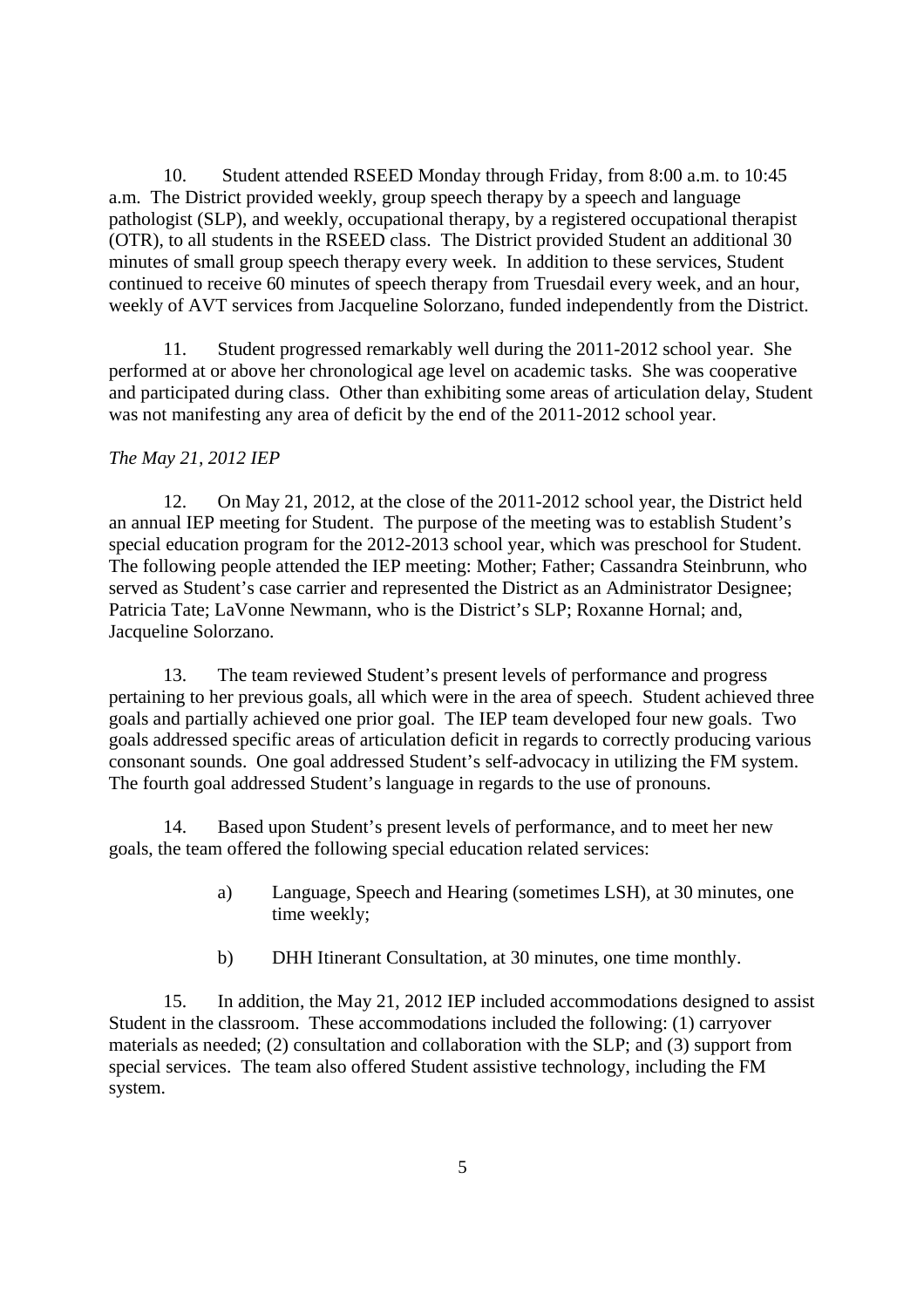10. Student attended RSEED Monday through Friday, from 8:00 a.m. to 10:45 a.m. The District provided weekly, group speech therapy by a speech and language pathologist (SLP), and weekly, occupational therapy, by a registered occupational therapist (OTR), to all students in the RSEED class. The District provided Student an additional 30 minutes of small group speech therapy every week. In addition to these services, Student continued to receive 60 minutes of speech therapy from Truesdail every week, and an hour, weekly of AVT services from Jacqueline Solorzano, funded independently from the District.

11. Student progressed remarkably well during the 2011-2012 school year. She performed at or above her chronological age level on academic tasks. She was cooperative and participated during class. Other than exhibiting some areas of articulation delay, Student was not manifesting any area of deficit by the end of the 2011-2012 school year.

*The May 21, 2012 IEP*

12. On May 21, 2012, at the close of the 2011-2012 school year, the District held an annual IEP meeting for Student. The purpose of the meeting was to establish Student's special education program for the 2012-2013 school year, which was preschool for Student. The following people attended the IEP meeting: Mother; Father; Cassandra Steinbrunn, who served as Student's case carrier and represented the District as an Administrator Designee; Patricia Tate; LaVonne Newmann, who is the District's SLP; Roxanne Hornal; and, Jacqueline Solorzano.

13. The team reviewed Student's present levels of performance and progress pertaining to her previous goals, all which were in the area of speech. Student achieved three goals and partially achieved one prior goal. The IEP team developed four new goals. Two goals addressed specific areas of articulation deficit in regards to correctly producing various consonant sounds. One goal addressed Student's self-advocacy in utilizing the FM system. The fourth goal addressed Student's language in regards to the use of pronouns.

14. Based upon Student's present levels of performance, and to meet her new goals, the team offered the following special education related services:

a) Language, Speech and Hearing (sometimes LSH), at 30 minutes, one time weekly;

b) DHH Itinerant Consultation, at 30 minutes, one time monthly.

15. In addition, the May 21, 2012 IEP included accommodations designed to assist Student in the classroom. These accommodations included the following: (1) carryover materials as needed; (2) consultation and collaboration with the SLP; and (3) support from special services. The team also offered Student assistive technology, including the FM system.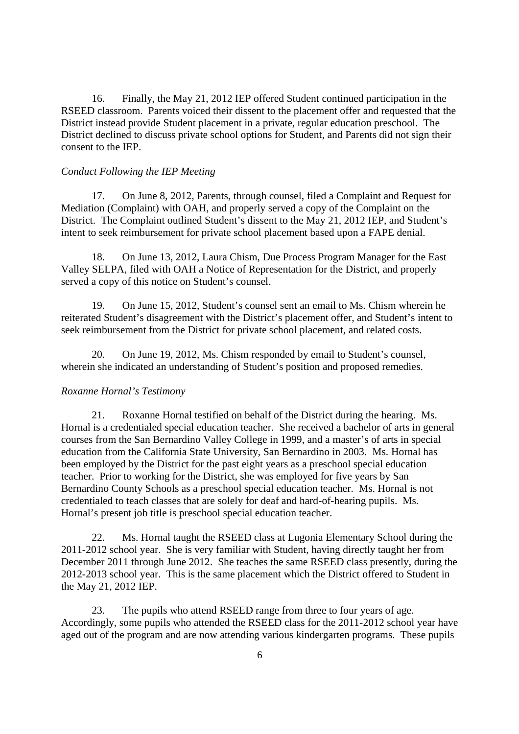16. Finally, the May 21, 2012 IEP offered Student continued participation in the RSEED classroom. Parents voiced their dissent to the placement offer and requested that the District instead provide Student placement in a private, regular education preschool. The District declined to discuss private school options for Student, and Parents did not sign their consent to the IEP.

*Conduct Following the IEP Meeting*

17. On June 8, 2012, Parents, through counsel, filed a Complaint and Request for Mediation (Complaint) with OAH, and properly served a copy of the Complaint on the District. The Complaint outlined Student's dissent to the May 21, 2012 IEP, and Student's intent to seek reimbursement for private school placement based upon a FAPE denial.

18. On June 13, 2012, Laura Chism, Due Process Program Manager for the East Valley SELPA, filed with OAH a Notice of Representation for the District, and properly served a copy of this notice on Student's counsel.

19. On June 15, 2012, Student's counsel sent an email to Ms. Chism wherein he reiterated Student's disagreement with the District's placement offer, and Student's intent to seek reimbursement from the District for private school placement, and related costs.

20. On June 19, 2012, Ms. Chism responded by email to Student's counsel, wherein she indicated an understanding of Student's position and proposed remedies.

*Roxanne Hornal's Testimony*

21. Roxanne Hornal testified on behalf of the District during the hearing. Ms. Hornal is a credentialed special education teacher. She received a bachelor of arts in general courses from the San Bernardino Valley College in 1999, and a master's of arts in special education from the California State University, San Bernardino in 2003. Ms. Hornal has been employed by the District for the past eight years as a preschool special education teacher. Prior to working for the District, she was employed for five years by San Bernardino County Schools as a preschool special education teacher. Ms. Hornal is not credentialed to teach classes that are solely for deaf and hard-of-hearing pupils. Ms. Hornal's present job title is preschool special education teacher.

22. Ms. Hornal taught the RSEED class at Lugonia Elementary School during the 2011-2012 school year. She is very familiar with Student, having directly taught her from December 2011 through June 2012. She teaches the same RSEED class presently, during the 2012-2013 school year. This is the same placement which the District offered to Student in the May 21, 2012 IEP.

23. The pupils who attend RSEED range from three to four years of age. Accordingly, some pupils who attended the RSEED class for the 2011-2012 school year have aged out of the program and are now attending various kindergarten programs. These pupils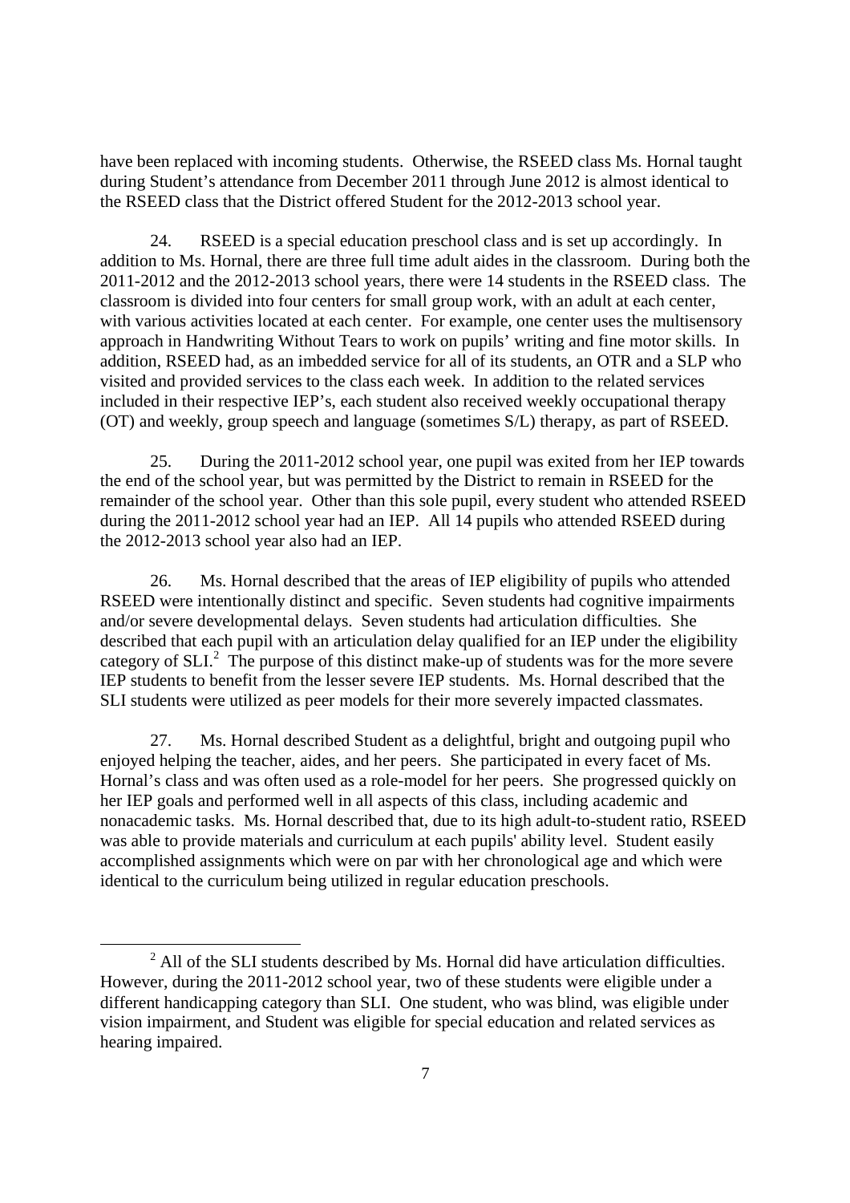have been replaced with incoming students. Otherwise, the RSEED class Ms. Hornal taught during Student's attendance from December 2011 through June 2012 is almost identical to the RSEED class that the District offered Student for the 2012-2013 school year.

24. RSEED is a special education preschool class and is set up accordingly. In addition to Ms. Hornal, there are three full time adult aides in the classroom. During both the 2011-2012 and the 2012-2013 school years, there were 14 students in the RSEED class. The classroom is divided into four centers for small group work, with an adult at each center, with various activities located at each center. For example, one center uses the multisensory approach in Handwriting Without Tears to work on pupils' writing and fine motor skills. In addition, RSEED had, as an imbedded service for all of its students, an OTR and a SLP who visited and provided services to the class each week. In addition to the related services included in their respective IEP's, each student also received weekly occupational therapy (OT) and weekly, group speech and language (sometimes S/L) therapy, as part of RSEED.

25. During the 2011-2012 school year, one pupil was exited from her IEP towards the end of the school year, but was permitted by the District to remain in RSEED for the remainder of the school year. Other than this sole pupil, every student who attended RSEED during the 2011-2012 school year had an IEP. All 14 pupils who attended RSEED during the 2012-2013 school year also had an IEP.

26. Ms. Hornal described that the areas of IEP eligibility of pupils who attended RSEED were intentionally distinct and specific. Seven students had cognitive impairments and/or severe developmental delays. Seven students had articulation difficulties. She described that each pupil with an articulation delay qualified for an IEP under the eligibility category of SLI.[2] The purpose of this distinct make-up of students was for the more severe IEP students to benefit from the lesser severe IEP students. Ms. Hornal described that the SLI students were utilized as peer models for their more severely impacted classmates.

27. Ms. Hornal described Student as a delightful, bright and outgoing pupil who enjoyed helping the teacher, aides, and her peers. She participated in every facet of Ms. Hornal's class and was often used as a role-model for her peers. She progressed quickly on her IEP goals and performed well in all aspects of this class, including academic and nonacademic tasks. Ms. Hornal described that, due to its high adult-to-student ratio, RSEED was able to provide materials and curriculum at each pupils' ability level. Student easily accomplished assignments which were on par with her chronological age and which were identical to the curriculum being utilized in regular education preschools.

---

[2] All of the SLI students described by Ms. Hornal did have articulation difficulties. However, during the 2011-2012 school year, two of these students were eligible under a different handicapping category than SLI. One student, who was blind, was eligible under vision impairment, and Student was eligible for special education and related services as hearing impaired.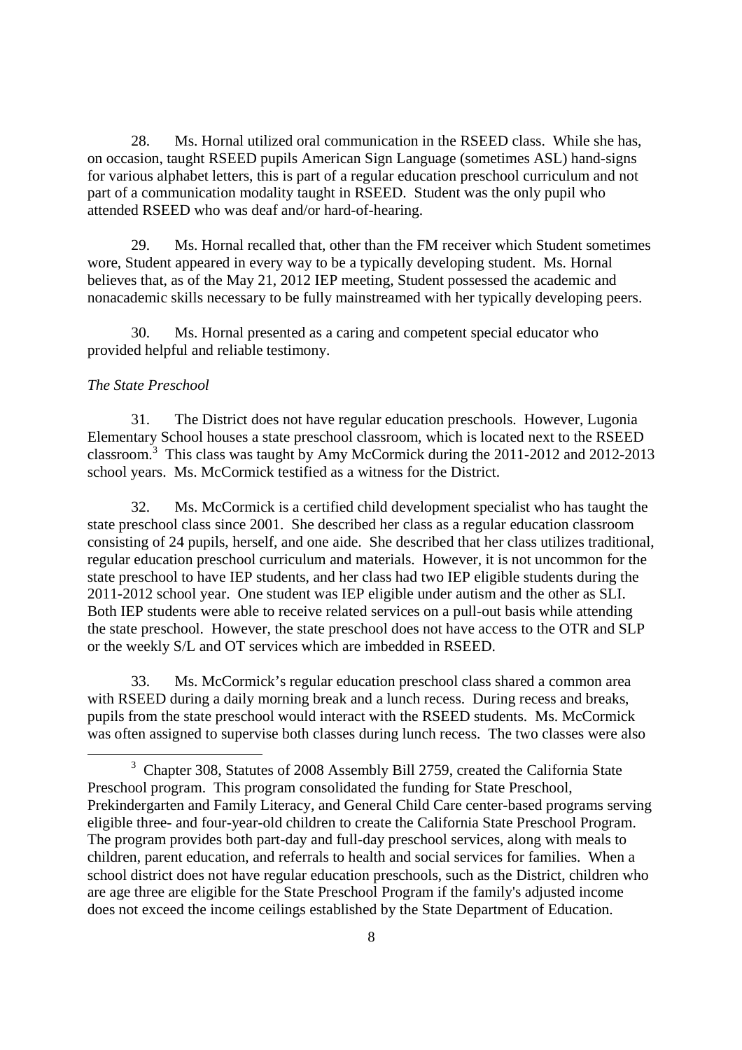28. Ms. Hornal utilized oral communication in the RSEED class. While she has, on occasion, taught RSEED pupils American Sign Language (sometimes ASL) hand-signs for various alphabet letters, this is part of a regular education preschool curriculum and not part of a communication modality taught in RSEED. Student was the only pupil who attended RSEED who was deaf and/or hard-of-hearing.

29. Ms. Hornal recalled that, other than the FM receiver which Student sometimes wore, Student appeared in every way to be a typically developing student. Ms. Hornal believes that, as of the May 21, 2012 IEP meeting, Student possessed the academic and nonacademic skills necessary to be fully mainstreamed with her typically developing peers.

30. Ms. Hornal presented as a caring and competent special educator who provided helpful and reliable testimony.

*The State Preschool*

31. The District does not have regular education preschools. However, Lugonia Elementary School houses a state preschool classroom, which is located next to the RSEED classroom.[3] This class was taught by Amy McCormick during the 2011-2012 and 2012-2013 school years. Ms. McCormick testified as a witness for the District.

32. Ms. McCormick is a certified child development specialist who has taught the state preschool class since 2001. She described her class as a regular education classroom consisting of 24 pupils, herself, and one aide. She described that her class utilizes traditional, regular education preschool curriculum and materials. However, it is not uncommon for the state preschool to have IEP students, and her class had two IEP eligible students during the 2011-2012 school year. One student was IEP eligible under autism and the other as SLI. Both IEP students were able to receive related services on a pull-out basis while attending the state preschool. However, the state preschool does not have access to the OTR and SLP or the weekly S/L and OT services which are imbedded in RSEED.

33. Ms. McCormick's regular education preschool class shared a common area with RSEED during a daily morning break and a lunch recess. During recess and breaks, pupils from the state preschool would interact with the RSEED students. Ms. McCormick was often assigned to supervise both classes during lunch recess. The two classes were also

[3] Chapter 308, Statutes of 2008 Assembly Bill 2759, created the California State Preschool program. This program consolidated the funding for State Preschool, Prekindergarten and Family Literacy, and General Child Care center-based programs serving eligible three- and four-year-old children to create the California State Preschool Program. The program provides both part-day and full-day preschool services, along with meals to children, parent education, and referrals to health and social services for families. When a school district does not have regular education preschools, such as the District, children who are age three are eligible for the State Preschool Program if the family's adjusted income does not exceed the income ceilings established by the State Department of Education.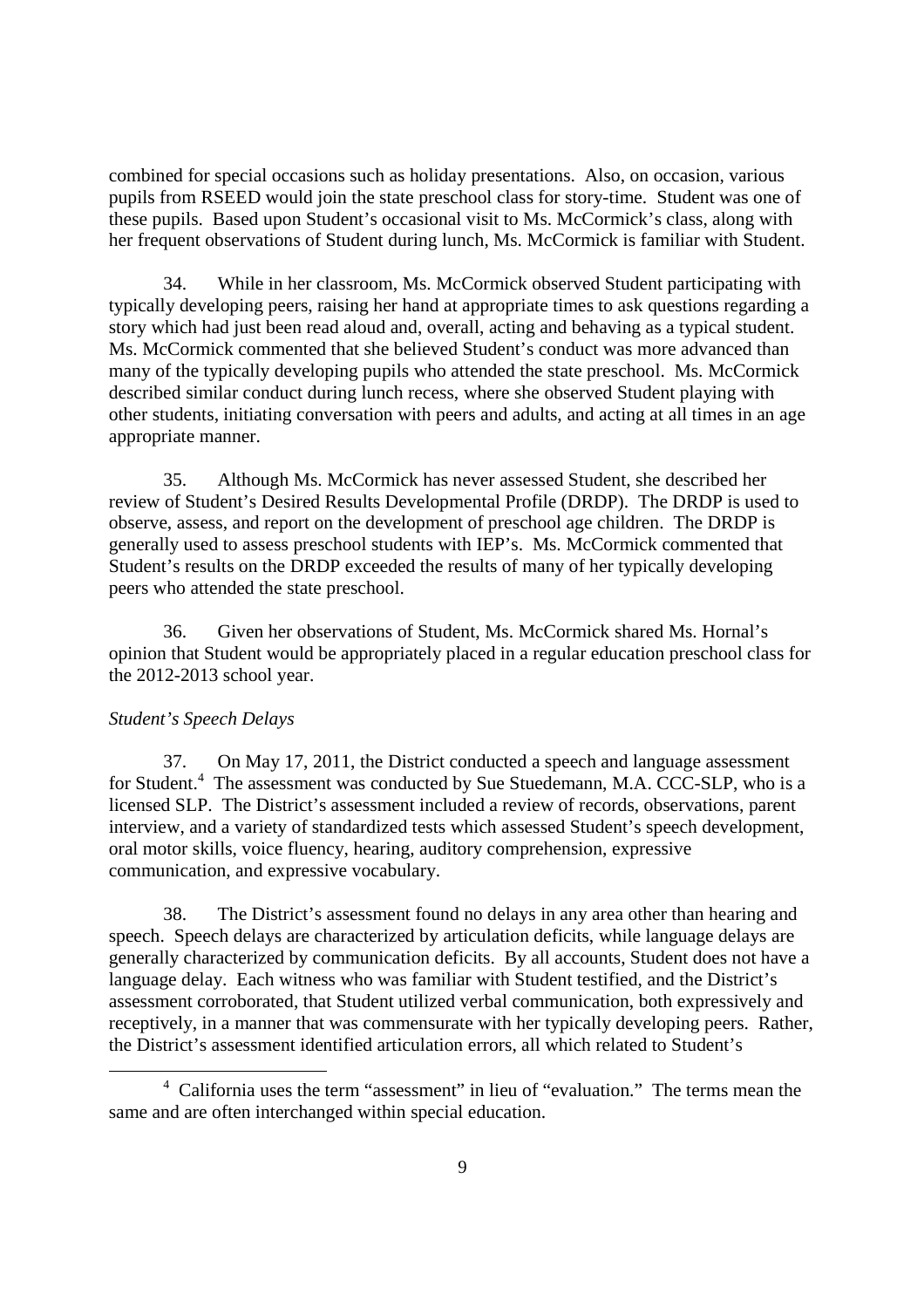combined for special occasions such as holiday presentations. Also, on occasion, various pupils from RSEED would join the state preschool class for story-time. Student was one of these pupils. Based upon Student's occasional visit to Ms. McCormick's class, along with her frequent observations of Student during lunch, Ms. McCormick is familiar with Student.

34. While in her classroom, Ms. McCormick observed Student participating with typically developing peers, raising her hand at appropriate times to ask questions regarding a story which had just been read aloud and, overall, acting and behaving as a typical student. Ms. McCormick commented that she believed Student's conduct was more advanced than many of the typically developing pupils who attended the state preschool. Ms. McCormick described similar conduct during lunch recess, where she observed Student playing with other students, initiating conversation with peers and adults, and acting at all times in an age appropriate manner.

35. Although Ms. McCormick has never assessed Student, she described her review of Student's Desired Results Developmental Profile (DRDP). The DRDP is used to observe, assess, and report on the development of preschool age children. The DRDP is generally used to assess preschool students with IEP's. Ms. McCormick commented that Student's results on the DRDP exceeded the results of many of her typically developing peers who attended the state preschool.

36. Given her observations of Student, Ms. McCormick shared Ms. Hornal's opinion that Student would be appropriately placed in a regular education preschool class for the 2012-2013 school year.

*Student's Speech Delays*

37. On May 17, 2011, the District conducted a speech and language assessment for Student.[4] The assessment was conducted by Sue Stuedemann, M.A. CCC-SLP, who is a licensed SLP. The District's assessment included a review of records, observations, parent interview, and a variety of standardized tests which assessed Student's speech development, oral motor skills, voice fluency, hearing, auditory comprehension, expressive communication, and expressive vocabulary.

38. The District's assessment found no delays in any area other than hearing and speech. Speech delays are characterized by articulation deficits, while language delays are generally characterized by communication deficits. By all accounts, Student does not have a language delay. Each witness who was familiar with Student testified, and the District's assessment corroborated, that Student utilized verbal communication, both expressively and receptively, in a manner that was commensurate with her typically developing peers. Rather, the District's assessment identified articulation errors, all which related to Student's

[4] California uses the term "assessment" in lieu of "evaluation." The terms mean the same and are often interchanged within special education.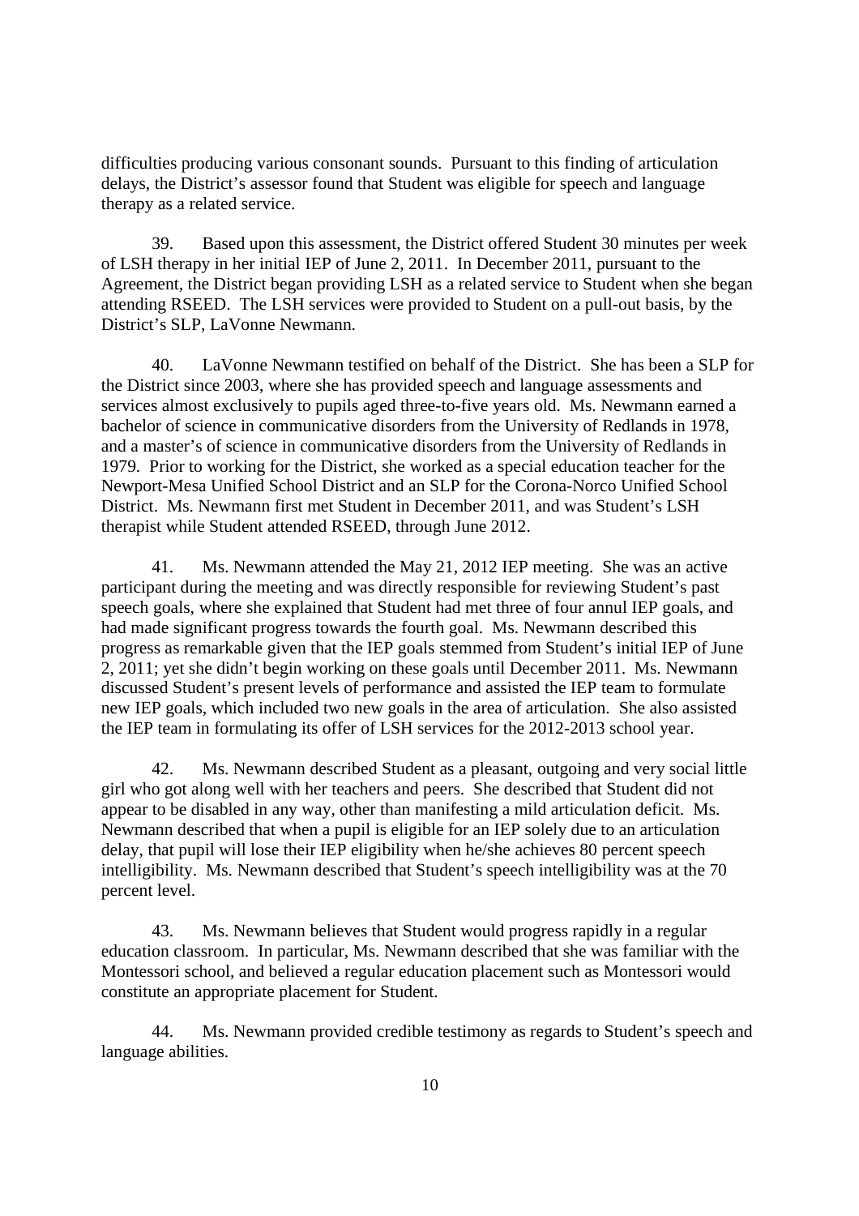difficulties producing various consonant sounds. Pursuant to this finding of articulation delays, the District's assessor found that Student was eligible for speech and language therapy as a related service.

39. Based upon this assessment, the District offered Student 30 minutes per week of LSH therapy in her initial IEP of June 2, 2011. In December 2011, pursuant to the Agreement, the District began providing LSH as a related service to Student when she began attending RSEED. The LSH services were provided to Student on a pull-out basis, by the District's SLP, LaVonne Newmann.

40. LaVonne Newmann testified on behalf of the District. She has been a SLP for the District since 2003, where she has provided speech and language assessments and services almost exclusively to pupils aged three-to-five years old. Ms. Newmann earned a bachelor of science in communicative disorders from the University of Redlands in 1978, and a master's of science in communicative disorders from the University of Redlands in 1979. Prior to working for the District, she worked as a special education teacher for the Newport-Mesa Unified School District and an SLP for the Corona-Norco Unified School District. Ms. Newmann first met Student in December 2011, and was Student's LSH therapist while Student attended RSEED, through June 2012.

41. Ms. Newmann attended the May 21, 2012 IEP meeting. She was an active participant during the meeting and was directly responsible for reviewing Student's past speech goals, where she explained that Student had met three of four annul IEP goals, and had made significant progress towards the fourth goal. Ms. Newmann described this progress as remarkable given that the IEP goals stemmed from Student's initial IEP of June 2, 2011; yet she didn't begin working on these goals until December 2011. Ms. Newmann discussed Student's present levels of performance and assisted the IEP team to formulate new IEP goals, which included two new goals in the area of articulation. She also assisted the IEP team in formulating its offer of LSH services for the 2012-2013 school year.

42. Ms. Newmann described Student as a pleasant, outgoing and very social little girl who got along well with her teachers and peers. She described that Student did not appear to be disabled in any way, other than manifesting a mild articulation deficit. Ms. Newmann described that when a pupil is eligible for an IEP solely due to an articulation delay, that pupil will lose their IEP eligibility when he/she achieves 80 percent speech intelligibility. Ms. Newmann described that Student's speech intelligibility was at the 70 percent level.

43. Ms. Newmann believes that Student would progress rapidly in a regular education classroom. In particular, Ms. Newmann described that she was familiar with the Montessori school, and believed a regular education placement such as Montessori would constitute an appropriate placement for Student.

44. Ms. Newmann provided credible testimony as regards to Student's speech and language abilities.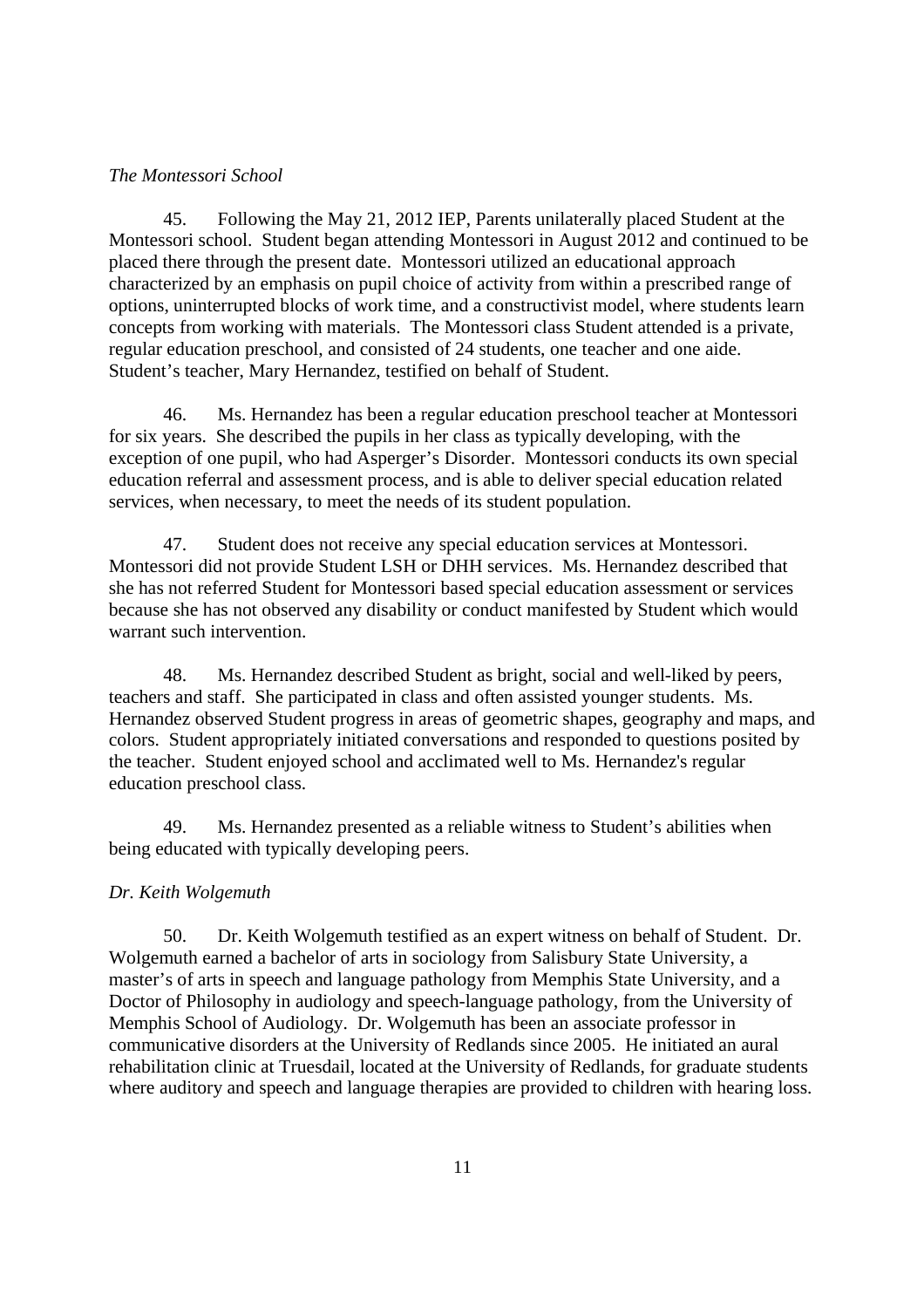*The Montessori School*

45. Following the May 21, 2012 IEP, Parents unilaterally placed Student at the Montessori school. Student began attending Montessori in August 2012 and continued to be placed there through the present date. Montessori utilized an educational approach characterized by an emphasis on pupil choice of activity from within a prescribed range of options, uninterrupted blocks of work time, and a constructivist model, where students learn concepts from working with materials. The Montessori class Student attended is a private, regular education preschool, and consisted of 24 students, one teacher and one aide. Student's teacher, Mary Hernandez, testified on behalf of Student.

46. Ms. Hernandez has been a regular education preschool teacher at Montessori for six years. She described the pupils in her class as typically developing, with the exception of one pupil, who had Asperger's Disorder. Montessori conducts its own special education referral and assessment process, and is able to deliver special education related services, when necessary, to meet the needs of its student population.

47. Student does not receive any special education services at Montessori. Montessori did not provide Student LSH or DHH services. Ms. Hernandez described that she has not referred Student for Montessori based special education assessment or services because she has not observed any disability or conduct manifested by Student which would warrant such intervention.

48. Ms. Hernandez described Student as bright, social and well-liked by peers, teachers and staff. She participated in class and often assisted younger students. Ms. Hernandez observed Student progress in areas of geometric shapes, geography and maps, and colors. Student appropriately initiated conversations and responded to questions posited by the teacher. Student enjoyed school and acclimated well to Ms. Hernandez's regular education preschool class.

49. Ms. Hernandez presented as a reliable witness to Student's abilities when being educated with typically developing peers.

*Dr. Keith Wolgemuth*

50. Dr. Keith Wolgemuth testified as an expert witness on behalf of Student. Dr. Wolgemuth earned a bachelor of arts in sociology from Salisbury State University, a master's of arts in speech and language pathology from Memphis State University, and a Doctor of Philosophy in audiology and speech-language pathology, from the University of Memphis School of Audiology. Dr. Wolgemuth has been an associate professor in communicative disorders at the University of Redlands since 2005. He initiated an aural rehabilitation clinic at Truesdail, located at the University of Redlands, for graduate students where auditory and speech and language therapies are provided to children with hearing loss.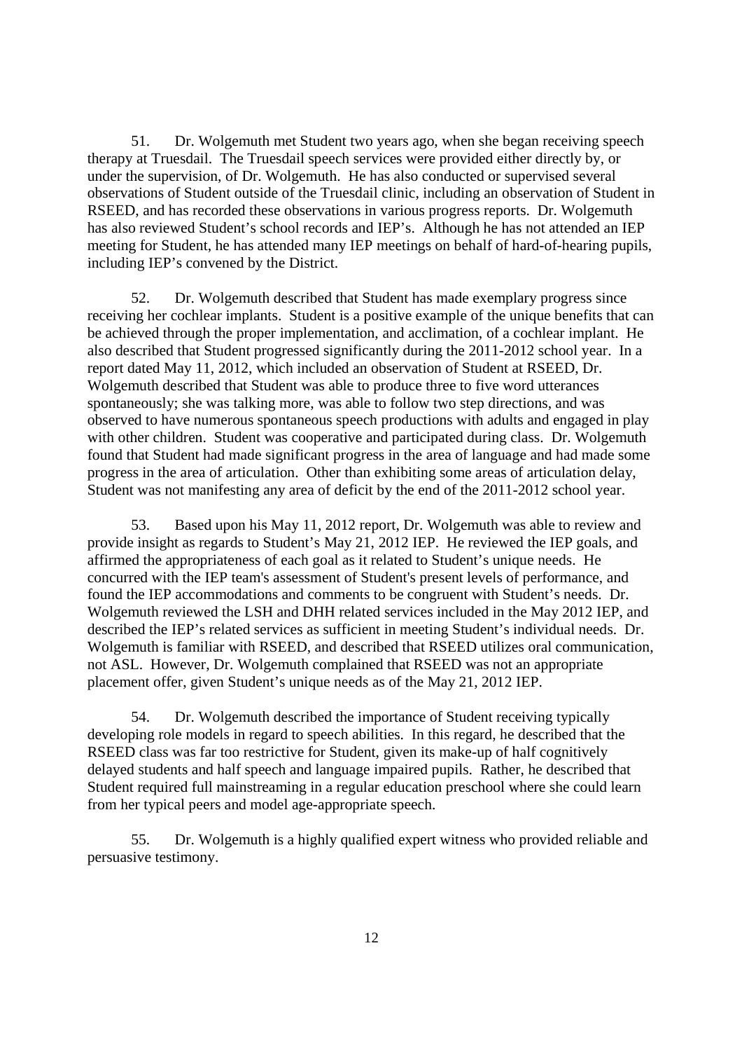51. Dr. Wolgemuth met Student two years ago, when she began receiving speech therapy at Truesdail. The Truesdail speech services were provided either directly by, or under the supervision, of Dr. Wolgemuth. He has also conducted or supervised several observations of Student outside of the Truesdail clinic, including an observation of Student in RSEED, and has recorded these observations in various progress reports. Dr. Wolgemuth has also reviewed Student's school records and IEP's. Although he has not attended an IEP meeting for Student, he has attended many IEP meetings on behalf of hard-of-hearing pupils, including IEP's convened by the District.

52. Dr. Wolgemuth described that Student has made exemplary progress since receiving her cochlear implants. Student is a positive example of the unique benefits that can be achieved through the proper implementation, and acclimation, of a cochlear implant. He also described that Student progressed significantly during the 2011-2012 school year. In a report dated May 11, 2012, which included an observation of Student at RSEED, Dr. Wolgemuth described that Student was able to produce three to five word utterances spontaneously; she was talking more, was able to follow two step directions, and was observed to have numerous spontaneous speech productions with adults and engaged in play with other children. Student was cooperative and participated during class. Dr. Wolgemuth found that Student had made significant progress in the area of language and had made some progress in the area of articulation. Other than exhibiting some areas of articulation delay, Student was not manifesting any area of deficit by the end of the 2011-2012 school year.

53. Based upon his May 11, 2012 report, Dr. Wolgemuth was able to review and provide insight as regards to Student's May 21, 2012 IEP. He reviewed the IEP goals, and affirmed the appropriateness of each goal as it related to Student's unique needs. He concurred with the IEP team's assessment of Student's present levels of performance, and found the IEP accommodations and comments to be congruent with Student's needs. Dr. Wolgemuth reviewed the LSH and DHH related services included in the May 2012 IEP, and described the IEP's related services as sufficient in meeting Student's individual needs. Dr. Wolgemuth is familiar with RSEED, and described that RSEED utilizes oral communication, not ASL. However, Dr. Wolgemuth complained that RSEED was not an appropriate placement offer, given Student's unique needs as of the May 21, 2012 IEP.

54. Dr. Wolgemuth described the importance of Student receiving typically developing role models in regard to speech abilities. In this regard, he described that the RSEED class was far too restrictive for Student, given its make-up of half cognitively delayed students and half speech and language impaired pupils. Rather, he described that Student required full mainstreaming in a regular education preschool where she could learn from her typical peers and model age-appropriate speech.

55. Dr. Wolgemuth is a highly qualified expert witness who provided reliable and persuasive testimony.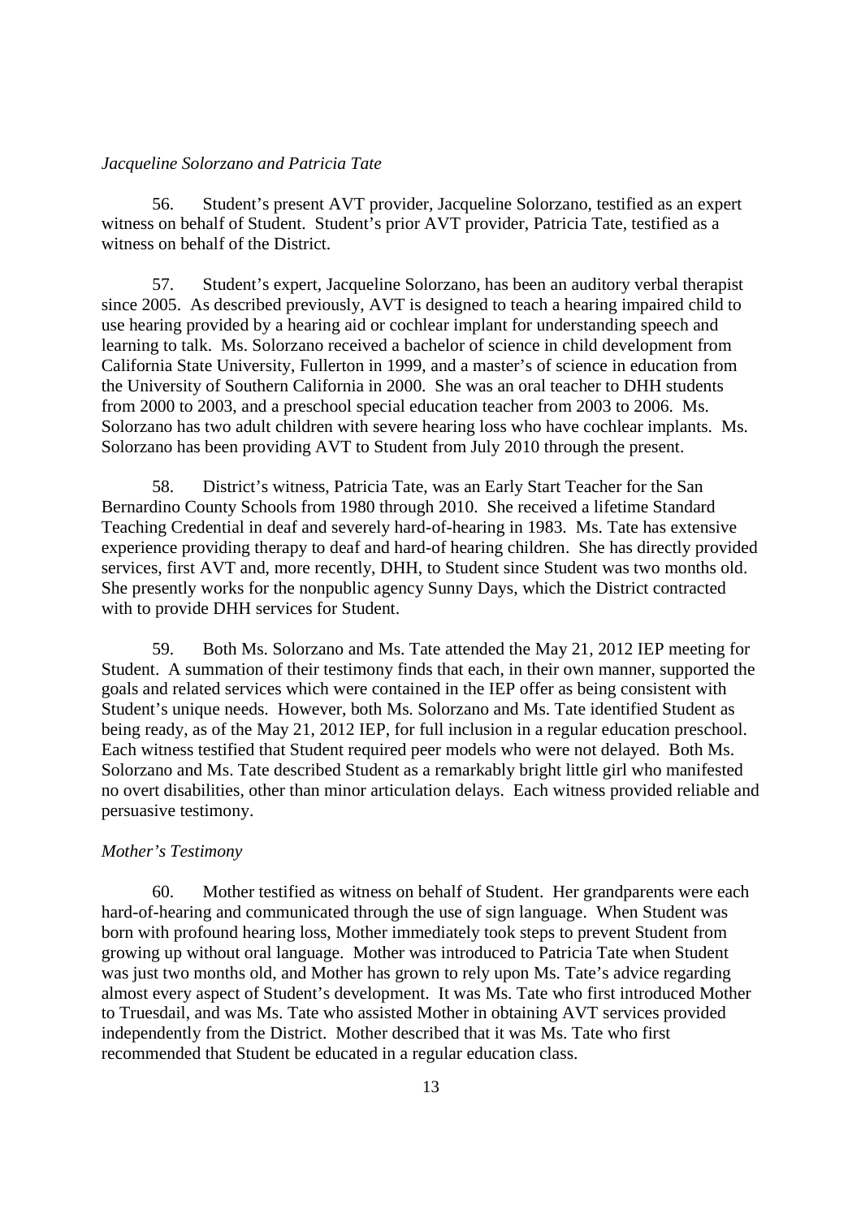*Jacqueline Solorzano and Patricia Tate*

56. Student's present AVT provider, Jacqueline Solorzano, testified as an expert witness on behalf of Student. Student's prior AVT provider, Patricia Tate, testified as a witness on behalf of the District.

57. Student's expert, Jacqueline Solorzano, has been an auditory verbal therapist since 2005. As described previously, AVT is designed to teach a hearing impaired child to use hearing provided by a hearing aid or cochlear implant for understanding speech and learning to talk. Ms. Solorzano received a bachelor of science in child development from California State University, Fullerton in 1999, and a master's of science in education from the University of Southern California in 2000. She was an oral teacher to DHH students from 2000 to 2003, and a preschool special education teacher from 2003 to 2006. Ms. Solorzano has two adult children with severe hearing loss who have cochlear implants. Ms. Solorzano has been providing AVT to Student from July 2010 through the present.

58. District's witness, Patricia Tate, was an Early Start Teacher for the San Bernardino County Schools from 1980 through 2010. She received a lifetime Standard Teaching Credential in deaf and severely hard-of-hearing in 1983. Ms. Tate has extensive experience providing therapy to deaf and hard-of hearing children. She has directly provided services, first AVT and, more recently, DHH, to Student since Student was two months old. She presently works for the nonpublic agency Sunny Days, which the District contracted with to provide DHH services for Student.

59. Both Ms. Solorzano and Ms. Tate attended the May 21, 2012 IEP meeting for Student. A summation of their testimony finds that each, in their own manner, supported the goals and related services which were contained in the IEP offer as being consistent with Student's unique needs. However, both Ms. Solorzano and Ms. Tate identified Student as being ready, as of the May 21, 2012 IEP, for full inclusion in a regular education preschool. Each witness testified that Student required peer models who were not delayed. Both Ms. Solorzano and Ms. Tate described Student as a remarkably bright little girl who manifested no overt disabilities, other than minor articulation delays. Each witness provided reliable and persuasive testimony.

*Mother's Testimony*

60. Mother testified as witness on behalf of Student. Her grandparents were each hard-of-hearing and communicated through the use of sign language. When Student was born with profound hearing loss, Mother immediately took steps to prevent Student from growing up without oral language. Mother was introduced to Patricia Tate when Student was just two months old, and Mother has grown to rely upon Ms. Tate's advice regarding almost every aspect of Student's development. It was Ms. Tate who first introduced Mother to Truesdail, and was Ms. Tate who assisted Mother in obtaining AVT services provided independently from the District. Mother described that it was Ms. Tate who first recommended that Student be educated in a regular education class.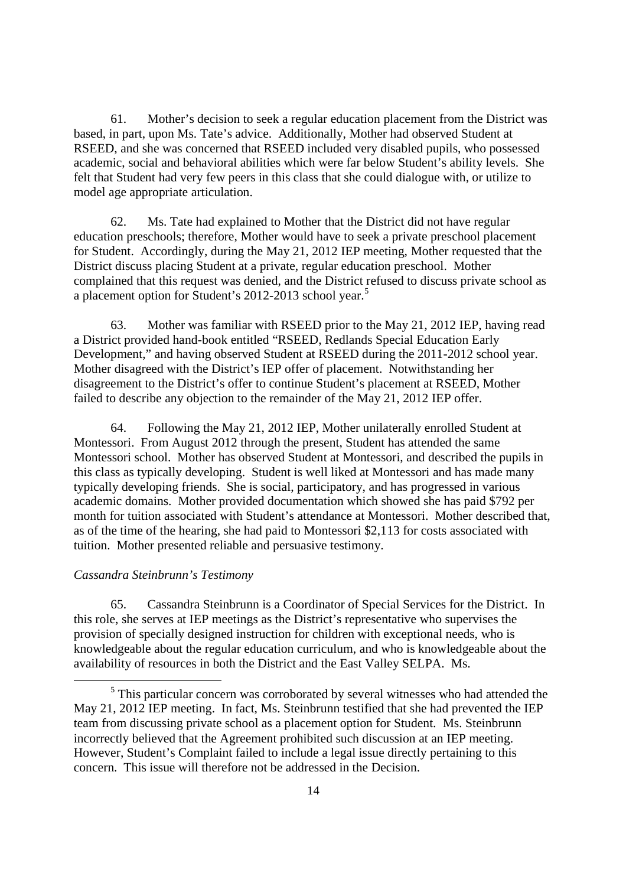61. Mother's decision to seek a regular education placement from the District was based, in part, upon Ms. Tate's advice. Additionally, Mother had observed Student at RSEED, and she was concerned that RSEED included very disabled pupils, who possessed academic, social and behavioral abilities which were far below Student's ability levels. She felt that Student had very few peers in this class that she could dialogue with, or utilize to model age appropriate articulation.

62. Ms. Tate had explained to Mother that the District did not have regular education preschools; therefore, Mother would have to seek a private preschool placement for Student. Accordingly, during the May 21, 2012 IEP meeting, Mother requested that the District discuss placing Student at a private, regular education preschool. Mother complained that this request was denied, and the District refused to discuss private school as a placement option for Student's 2012-2013 school year.[5]

63. Mother was familiar with RSEED prior to the May 21, 2012 IEP, having read a District provided hand-book entitled "RSEED, Redlands Special Education Early Development," and having observed Student at RSEED during the 2011-2012 school year. Mother disagreed with the District's IEP offer of placement. Notwithstanding her disagreement to the District's offer to continue Student's placement at RSEED, Mother failed to describe any objection to the remainder of the May 21, 2012 IEP offer.

64. Following the May 21, 2012 IEP, Mother unilaterally enrolled Student at Montessori. From August 2012 through the present, Student has attended the same Montessori school. Mother has observed Student at Montessori, and described the pupils in this class as typically developing. Student is well liked at Montessori and has made many typically developing friends. She is social, participatory, and has progressed in various academic domains. Mother provided documentation which showed she has paid $792 per month for tuition associated with Student's attendance at Montessori. Mother described that, as of the time of the hearing, she had paid to Montessori $2,113 for costs associated with tuition. Mother presented reliable and persuasive testimony.

*Cassandra Steinbrunn's Testimony*

65. Cassandra Steinbrunn is a Coordinator of Special Services for the District. In this role, she serves at IEP meetings as the District's representative who supervises the provision of specially designed instruction for children with exceptional needs, who is knowledgeable about the regular education curriculum, and who is knowledgeable about the availability of resources in both the District and the East Valley SELPA. Ms.

---

[5] This particular concern was corroborated by several witnesses who had attended the May 21, 2012 IEP meeting. In fact, Ms. Steinbrunn testified that she had prevented the IEP team from discussing private school as a placement option for Student. Ms. Steinbrunn incorrectly believed that the Agreement prohibited such discussion at an IEP meeting. However, Student's Complaint failed to include a legal issue directly pertaining to this concern. This issue will therefore not be addressed in the Decision.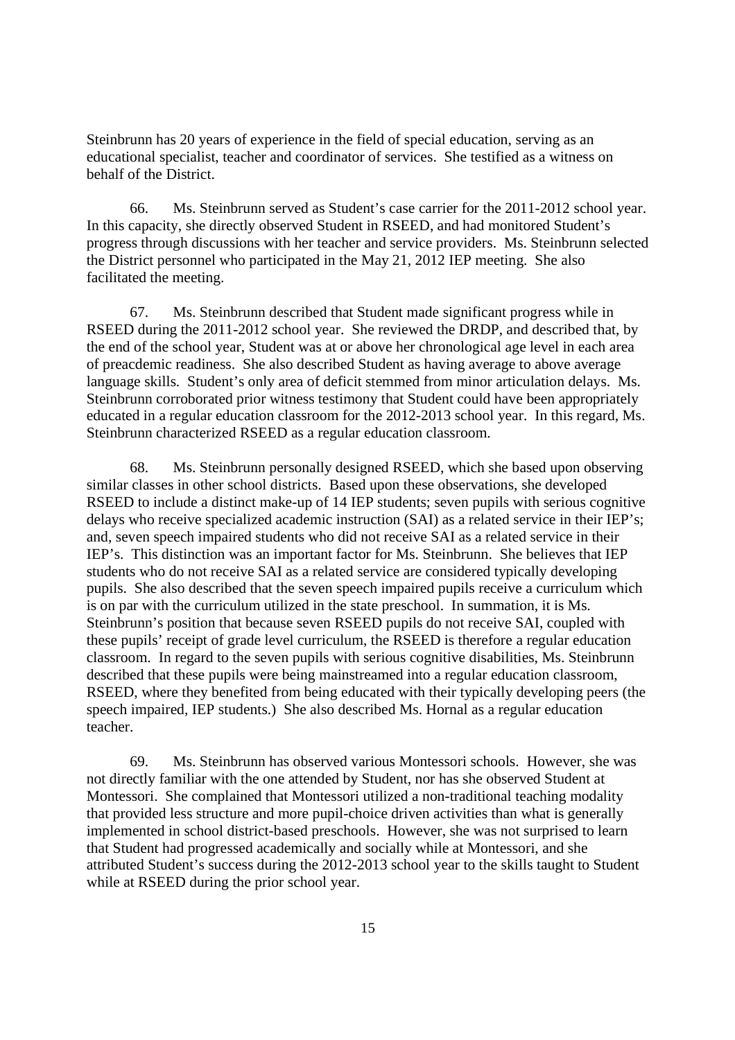Steinbrunn has 20 years of experience in the field of special education, serving as an educational specialist, teacher and coordinator of services. She testified as a witness on behalf of the District.

66. Ms. Steinbrunn served as Student's case carrier for the 2011-2012 school year. In this capacity, she directly observed Student in RSEED, and had monitored Student's progress through discussions with her teacher and service providers. Ms. Steinbrunn selected the District personnel who participated in the May 21, 2012 IEP meeting. She also facilitated the meeting.

67. Ms. Steinbrunn described that Student made significant progress while in RSEED during the 2011-2012 school year. She reviewed the DRDP, and described that, by the end of the school year, Student was at or above her chronological age level in each area of preacdemic readiness. She also described Student as having average to above average language skills. Student's only area of deficit stemmed from minor articulation delays. Ms. Steinbrunn corroborated prior witness testimony that Student could have been appropriately educated in a regular education classroom for the 2012-2013 school year. In this regard, Ms. Steinbrunn characterized RSEED as a regular education classroom.

68. Ms. Steinbrunn personally designed RSEED, which she based upon observing similar classes in other school districts. Based upon these observations, she developed RSEED to include a distinct make-up of 14 IEP students; seven pupils with serious cognitive delays who receive specialized academic instruction (SAI) as a related service in their IEP's; and, seven speech impaired students who did not receive SAI as a related service in their IEP's. This distinction was an important factor for Ms. Steinbrunn. She believes that IEP students who do not receive SAI as a related service are considered typically developing pupils. She also described that the seven speech impaired pupils receive a curriculum which is on par with the curriculum utilized in the state preschool. In summation, it is Ms. Steinbrunn's position that because seven RSEED pupils do not receive SAI, coupled with these pupils' receipt of grade level curriculum, the RSEED is therefore a regular education classroom. In regard to the seven pupils with serious cognitive disabilities, Ms. Steinbrunn described that these pupils were being mainstreamed into a regular education classroom, RSEED, where they benefited from being educated with their typically developing peers (the speech impaired, IEP students.) She also described Ms. Hornal as a regular education teacher.

69. Ms. Steinbrunn has observed various Montessori schools. However, she was not directly familiar with the one attended by Student, nor has she observed Student at Montessori. She complained that Montessori utilized a non-traditional teaching modality that provided less structure and more pupil-choice driven activities than what is generally implemented in school district-based preschools. However, she was not surprised to learn that Student had progressed academically and socially while at Montessori, and she attributed Student's success during the 2012-2013 school year to the skills taught to Student while at RSEED during the prior school year.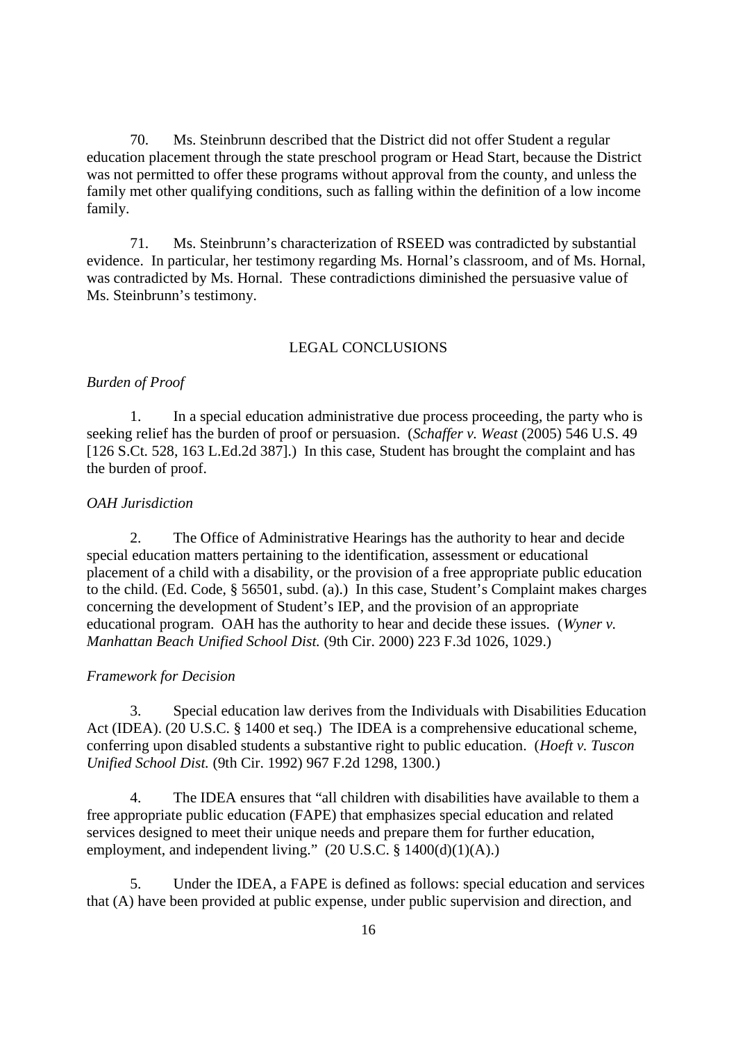70. Ms. Steinbrunn described that the District did not offer Student a regular education placement through the state preschool program or Head Start, because the District was not permitted to offer these programs without approval from the county, and unless the family met other qualifying conditions, such as falling within the definition of a low income family.

71. Ms. Steinbrunn's characterization of RSEED was contradicted by substantial evidence. In particular, her testimony regarding Ms. Hornal's classroom, and of Ms. Hornal, was contradicted by Ms. Hornal. These contradictions diminished the persuasive value of Ms. Steinbrunn's testimony.

## LEGAL CONCLUSIONS

*Burden of Proof*

1. In a special education administrative due process proceeding, the party who is seeking relief has the burden of proof or persuasion. (*Schaffer v. Weast* (2005) 546 U.S. 49 [126 S.Ct. 528, 163 L.Ed.2d 387].) In this case, Student has brought the complaint and has the burden of proof.

*OAH Jurisdiction*

2. The Office of Administrative Hearings has the authority to hear and decide special education matters pertaining to the identification, assessment or educational placement of a child with a disability, or the provision of a free appropriate public education to the child. (Ed. Code, § 56501, subd. (a).) In this case, Student's Complaint makes charges concerning the development of Student's IEP, and the provision of an appropriate educational program. OAH has the authority to hear and decide these issues. (*Wyner v. Manhattan Beach Unified School Dist.* (9th Cir. 2000) 223 F.3d 1026, 1029.)

*Framework for Decision*

3. Special education law derives from the Individuals with Disabilities Education Act (IDEA). (20 U.S.C. § 1400 et seq.) The IDEA is a comprehensive educational scheme, conferring upon disabled students a substantive right to public education. (*Hoeft v. Tuscon Unified School Dist.* (9th Cir. 1992) 967 F.2d 1298, 1300.)

4. The IDEA ensures that "all children with disabilities have available to them a free appropriate public education (FAPE) that emphasizes special education and related services designed to meet their unique needs and prepare them for further education, employment, and independent living." (20 U.S.C. § 1400(d)(1)(A).)

5. Under the IDEA, a FAPE is defined as follows: special education and services that (A) have been provided at public expense, under public supervision and direction, and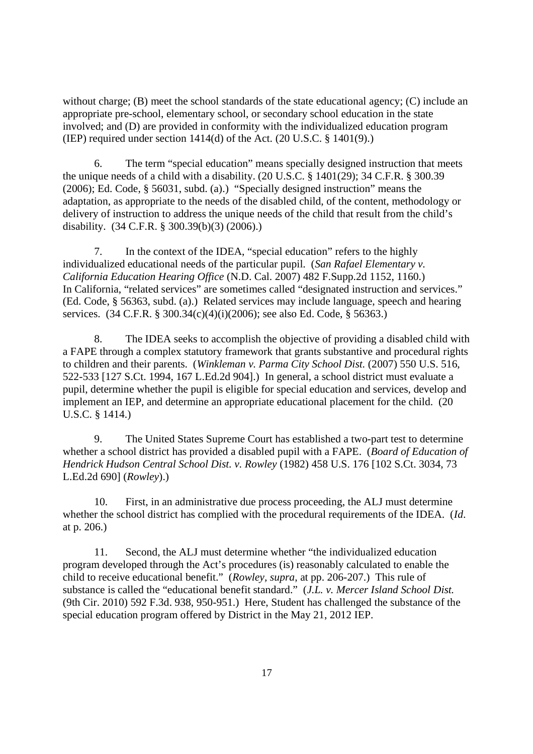without charge; (B) meet the school standards of the state educational agency; (C) include an appropriate pre-school, elementary school, or secondary school education in the state involved; and (D) are provided in conformity with the individualized education program (IEP) required under section 1414(d) of the Act. (20 U.S.C. § 1401(9).)

6. The term "special education" means specially designed instruction that meets the unique needs of a child with a disability. (20 U.S.C. § 1401(29); 34 C.F.R. § 300.39 (2006); Ed. Code, § 56031, subd. (a).) "Specially designed instruction" means the adaptation, as appropriate to the needs of the disabled child, of the content, methodology or delivery of instruction to address the unique needs of the child that result from the child's disability. (34 C.F.R. § 300.39(b)(3) (2006).)

7. In the context of the IDEA, "special education" refers to the highly individualized educational needs of the particular pupil. (*San Rafael Elementary v. California Education Hearing Office* (N.D. Cal. 2007) 482 F.Supp.2d 1152, 1160.) In California, "related services" are sometimes called "designated instruction and services." (Ed. Code, § 56363, subd. (a).) Related services may include language, speech and hearing services. (34 C.F.R. § 300.34(c)(4)(i)(2006); see also Ed. Code, § 56363.)

8. The IDEA seeks to accomplish the objective of providing a disabled child with a FAPE through a complex statutory framework that grants substantive and procedural rights to children and their parents. (*Winkleman v. Parma City School Dist.* (2007) 550 U.S. 516, 522-533 [127 S.Ct. 1994, 167 L.Ed.2d 904].) In general, a school district must evaluate a pupil, determine whether the pupil is eligible for special education and services, develop and implement an IEP, and determine an appropriate educational placement for the child. (20 U.S.C. § 1414.)

9. The United States Supreme Court has established a two-part test to determine whether a school district has provided a disabled pupil with a FAPE. (*Board of Education of Hendrick Hudson Central School Dist. v. Rowley* (1982) 458 U.S. 176 [102 S.Ct. 3034, 73 L.Ed.2d 690] (*Rowley*).)

10. First, in an administrative due process proceeding, the ALJ must determine whether the school district has complied with the procedural requirements of the IDEA. (*Id*. at p. 206.)

11. Second, the ALJ must determine whether "the individualized education program developed through the Act's procedures (is) reasonably calculated to enable the child to receive educational benefit." (*Rowley*, *supra*, at pp. 206-207.) This rule of substance is called the "educational benefit standard." (*J.L. v. Mercer Island School Dist.* (9th Cir. 2010) 592 F.3d. 938, 950-951.) Here, Student has challenged the substance of the special education program offered by District in the May 21, 2012 IEP.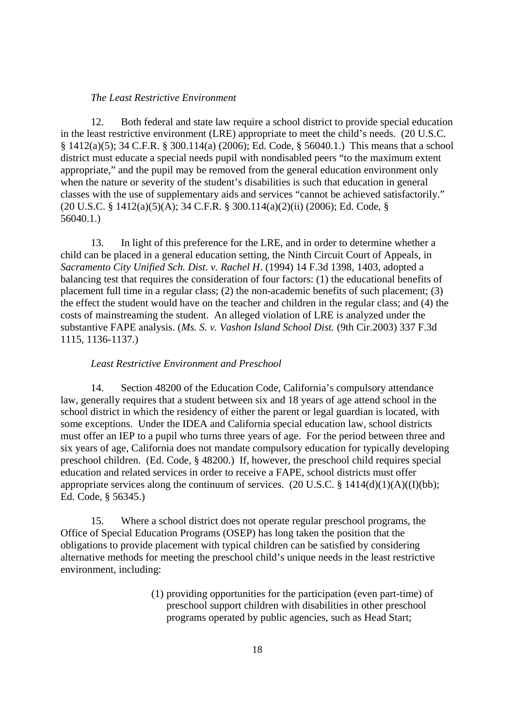*The Least Restrictive Environment*

12. Both federal and state law require a school district to provide special education in the least restrictive environment (LRE) appropriate to meet the child's needs. (20 U.S.C. § 1412(a)(5); 34 C.F.R. § 300.114(a) (2006); Ed. Code, § 56040.1.) This means that a school district must educate a special needs pupil with nondisabled peers "to the maximum extent appropriate," and the pupil may be removed from the general education environment only when the nature or severity of the student's disabilities is such that education in general classes with the use of supplementary aids and services "cannot be achieved satisfactorily." (20 U.S.C. § 1412(a)(5)(A); 34 C.F.R. § 300.114(a)(2)(ii) (2006); Ed. Code, § 56040.1.)

13. In light of this preference for the LRE, and in order to determine whether a child can be placed in a general education setting, the Ninth Circuit Court of Appeals, in *Sacramento City Unified Sch. Dist. v. Rachel H*. (1994) 14 F.3d 1398, 1403, adopted a balancing test that requires the consideration of four factors: (1) the educational benefits of placement full time in a regular class; (2) the non-academic benefits of such placement; (3) the effect the student would have on the teacher and children in the regular class; and (4) the costs of mainstreaming the student. An alleged violation of LRE is analyzed under the substantive FAPE analysis. (*Ms. S. v. Vashon Island School Dist.* (9th Cir.2003) 337 F.3d 1115, 1136-1137.)

*Least Restrictive Environment and Preschool*

14. Section 48200 of the Education Code, California's compulsory attendance law, generally requires that a student between six and 18 years of age attend school in the school district in which the residency of either the parent or legal guardian is located, with some exceptions. Under the IDEA and California special education law, school districts must offer an IEP to a pupil who turns three years of age. For the period between three and six years of age, California does not mandate compulsory education for typically developing preschool children. (Ed. Code, § 48200.) If, however, the preschool child requires special education and related services in order to receive a FAPE, school districts must offer appropriate services along the continuum of services. (20 U.S.C. § 1414(d)(1)(A)((I)(bb); Ed. Code, § 56345.)

15. Where a school district does not operate regular preschool programs, the Office of Special Education Programs (OSEP) has long taken the position that the obligations to provide placement with typical children can be satisfied by considering alternative methods for meeting the preschool child's unique needs in the least restrictive environment, including:

(1) providing opportunities for the participation (even part-time) of preschool support children with disabilities in other preschool programs operated by public agencies, such as Head Start;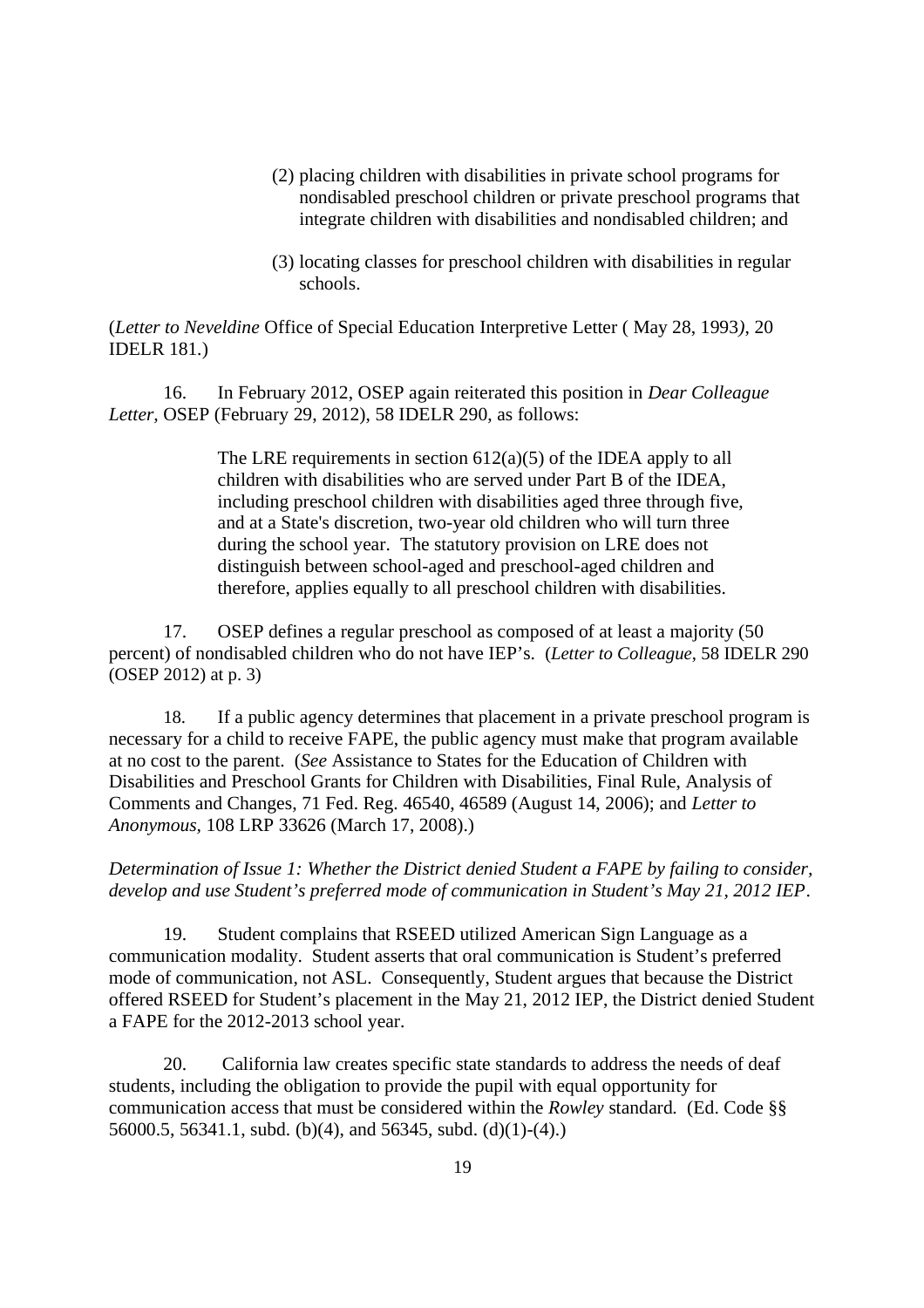> (2) placing children with disabilities in private school programs for nondisabled preschool children or private preschool programs that integrate children with disabilities and nondisabled children; and
>
> (3) locating classes for preschool children with disabilities in regular schools.

(*Letter to Neveldine* Office of Special Education Interpretive Letter ( May 28, 1993*)*, 20 IDELR 181.)

16. In February 2012, OSEP again reiterated this position in *Dear Colleague Letter*, OSEP (February 29, 2012), 58 IDELR 290, as follows:

> The LRE requirements in section 612(a)(5) of the IDEA apply to all children with disabilities who are served under Part B of the IDEA, including preschool children with disabilities aged three through five, and at a State's discretion, two-year old children who will turn three during the school year. The statutory provision on LRE does not distinguish between school-aged and preschool-aged children and therefore, applies equally to all preschool children with disabilities.

17. OSEP defines a regular preschool as composed of at least a majority (50 percent) of nondisabled children who do not have IEP's. (*Letter to Colleague*, 58 IDELR 290 (OSEP 2012) at p. 3)

18. If a public agency determines that placement in a private preschool program is necessary for a child to receive FAPE, the public agency must make that program available at no cost to the parent. (*See* Assistance to States for the Education of Children with Disabilities and Preschool Grants for Children with Disabilities, Final Rule, Analysis of Comments and Changes, 71 Fed. Reg. 46540, 46589 (August 14, 2006); and *Letter to Anonymous*, 108 LRP 33626 (March 17, 2008).)

*Determination of Issue 1: Whether the District denied Student a FAPE by failing to consider, develop and use Student's preferred mode of communication in Student's May 21, 2012 IEP*.

19. Student complains that RSEED utilized American Sign Language as a communication modality. Student asserts that oral communication is Student's preferred mode of communication, not ASL. Consequently, Student argues that because the District offered RSEED for Student's placement in the May 21, 2012 IEP, the District denied Student a FAPE for the 2012-2013 school year.

20. California law creates specific state standards to address the needs of deaf students, including the obligation to provide the pupil with equal opportunity for communication access that must be considered within the *Rowley* standard*.* (Ed. Code §§ 56000.5, 56341.1, subd. (b)(4), and 56345, subd. (d)(1)-(4).)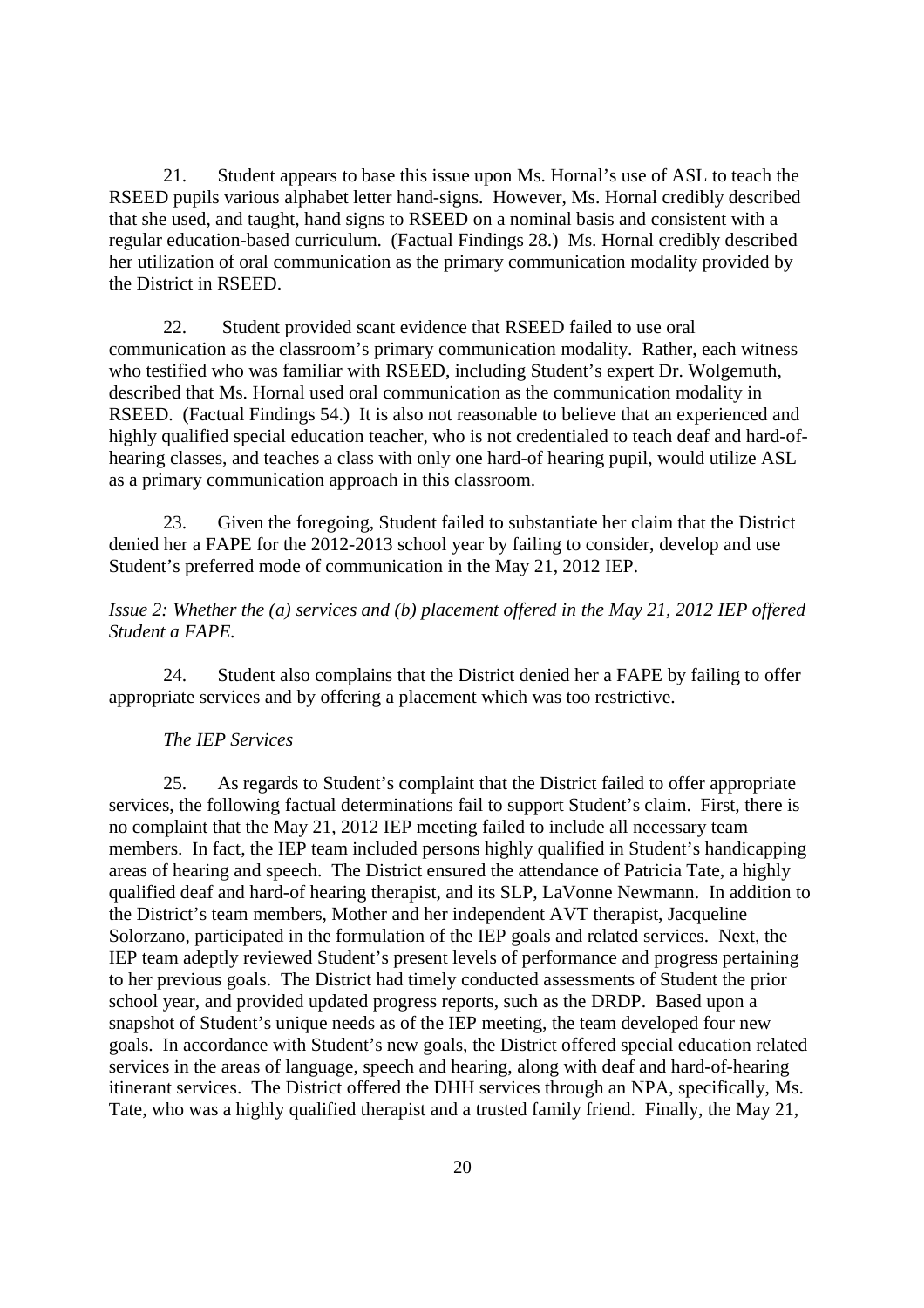21. Student appears to base this issue upon Ms. Hornal's use of ASL to teach the RSEED pupils various alphabet letter hand-signs. However, Ms. Hornal credibly described that she used, and taught, hand signs to RSEED on a nominal basis and consistent with a regular education-based curriculum. (Factual Findings 28.) Ms. Hornal credibly described her utilization of oral communication as the primary communication modality provided by the District in RSEED.

22. Student provided scant evidence that RSEED failed to use oral communication as the classroom's primary communication modality. Rather, each witness who testified who was familiar with RSEED, including Student's expert Dr. Wolgemuth, described that Ms. Hornal used oral communication as the communication modality in RSEED. (Factual Findings 54.) It is also not reasonable to believe that an experienced and highly qualified special education teacher, who is not credentialed to teach deaf and hard-of-hearing classes, and teaches a class with only one hard-of hearing pupil, would utilize ASL as a primary communication approach in this classroom.

23. Given the foregoing, Student failed to substantiate her claim that the District denied her a FAPE for the 2012-2013 school year by failing to consider, develop and use Student's preferred mode of communication in the May 21, 2012 IEP.

*Issue 2: Whether the (a) services and (b) placement offered in the May 21, 2012 IEP offered Student a FAPE.*

24. Student also complains that the District denied her a FAPE by failing to offer appropriate services and by offering a placement which was too restrictive.

*The IEP Services*

25. As regards to Student's complaint that the District failed to offer appropriate services, the following factual determinations fail to support Student's claim. First, there is no complaint that the May 21, 2012 IEP meeting failed to include all necessary team members. In fact, the IEP team included persons highly qualified in Student's handicapping areas of hearing and speech. The District ensured the attendance of Patricia Tate, a highly qualified deaf and hard-of hearing therapist, and its SLP, LaVonne Newmann. In addition to the District's team members, Mother and her independent AVT therapist, Jacqueline Solorzano, participated in the formulation of the IEP goals and related services. Next, the IEP team adeptly reviewed Student's present levels of performance and progress pertaining to her previous goals. The District had timely conducted assessments of Student the prior school year, and provided updated progress reports, such as the DRDP. Based upon a snapshot of Student's unique needs as of the IEP meeting, the team developed four new goals. In accordance with Student's new goals, the District offered special education related services in the areas of language, speech and hearing, along with deaf and hard-of-hearing itinerant services. The District offered the DHH services through an NPA, specifically, Ms. Tate, who was a highly qualified therapist and a trusted family friend. Finally, the May 21,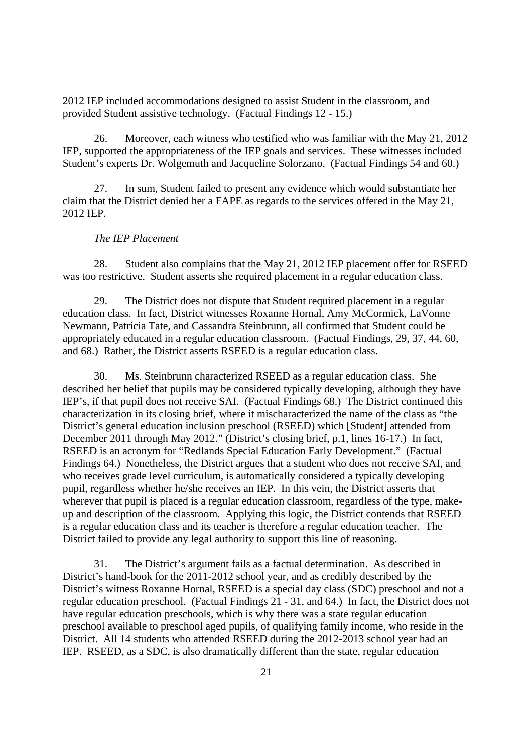2012 IEP included accommodations designed to assist Student in the classroom, and provided Student assistive technology. (Factual Findings 12 - 15.)

26. Moreover, each witness who testified who was familiar with the May 21, 2012 IEP, supported the appropriateness of the IEP goals and services. These witnesses included Student's experts Dr. Wolgemuth and Jacqueline Solorzano. (Factual Findings 54 and 60.)

27. In sum, Student failed to present any evidence which would substantiate her claim that the District denied her a FAPE as regards to the services offered in the May 21, 2012 IEP.

*The IEP Placement*

28. Student also complains that the May 21, 2012 IEP placement offer for RSEED was too restrictive. Student asserts she required placement in a regular education class.

29. The District does not dispute that Student required placement in a regular education class. In fact, District witnesses Roxanne Hornal, Amy McCormick, LaVonne Newmann, Patricia Tate, and Cassandra Steinbrunn, all confirmed that Student could be appropriately educated in a regular education classroom. (Factual Findings, 29, 37, 44, 60, and 68.) Rather, the District asserts RSEED is a regular education class.

30. Ms. Steinbrunn characterized RSEED as a regular education class. She described her belief that pupils may be considered typically developing, although they have IEP's, if that pupil does not receive SAI. (Factual Findings 68.) The District continued this characterization in its closing brief, where it mischaracterized the name of the class as "the District's general education inclusion preschool (RSEED) which [Student] attended from December 2011 through May 2012." (District's closing brief, p.1, lines 16-17.) In fact, RSEED is an acronym for "Redlands Special Education Early Development." (Factual Findings 64.) Nonetheless, the District argues that a student who does not receive SAI, and who receives grade level curriculum, is automatically considered a typically developing pupil, regardless whether he/she receives an IEP. In this vein, the District asserts that wherever that pupil is placed is a regular education classroom, regardless of the type, make-up and description of the classroom. Applying this logic, the District contends that RSEED is a regular education class and its teacher is therefore a regular education teacher. The District failed to provide any legal authority to support this line of reasoning.

31. The District's argument fails as a factual determination. As described in District's hand-book for the 2011-2012 school year, and as credibly described by the District's witness Roxanne Hornal, RSEED is a special day class (SDC) preschool and not a regular education preschool. (Factual Findings 21 - 31, and 64.) In fact, the District does not have regular education preschools, which is why there was a state regular education preschool available to preschool aged pupils, of qualifying family income, who reside in the District. All 14 students who attended RSEED during the 2012-2013 school year had an IEP. RSEED, as a SDC, is also dramatically different than the state, regular education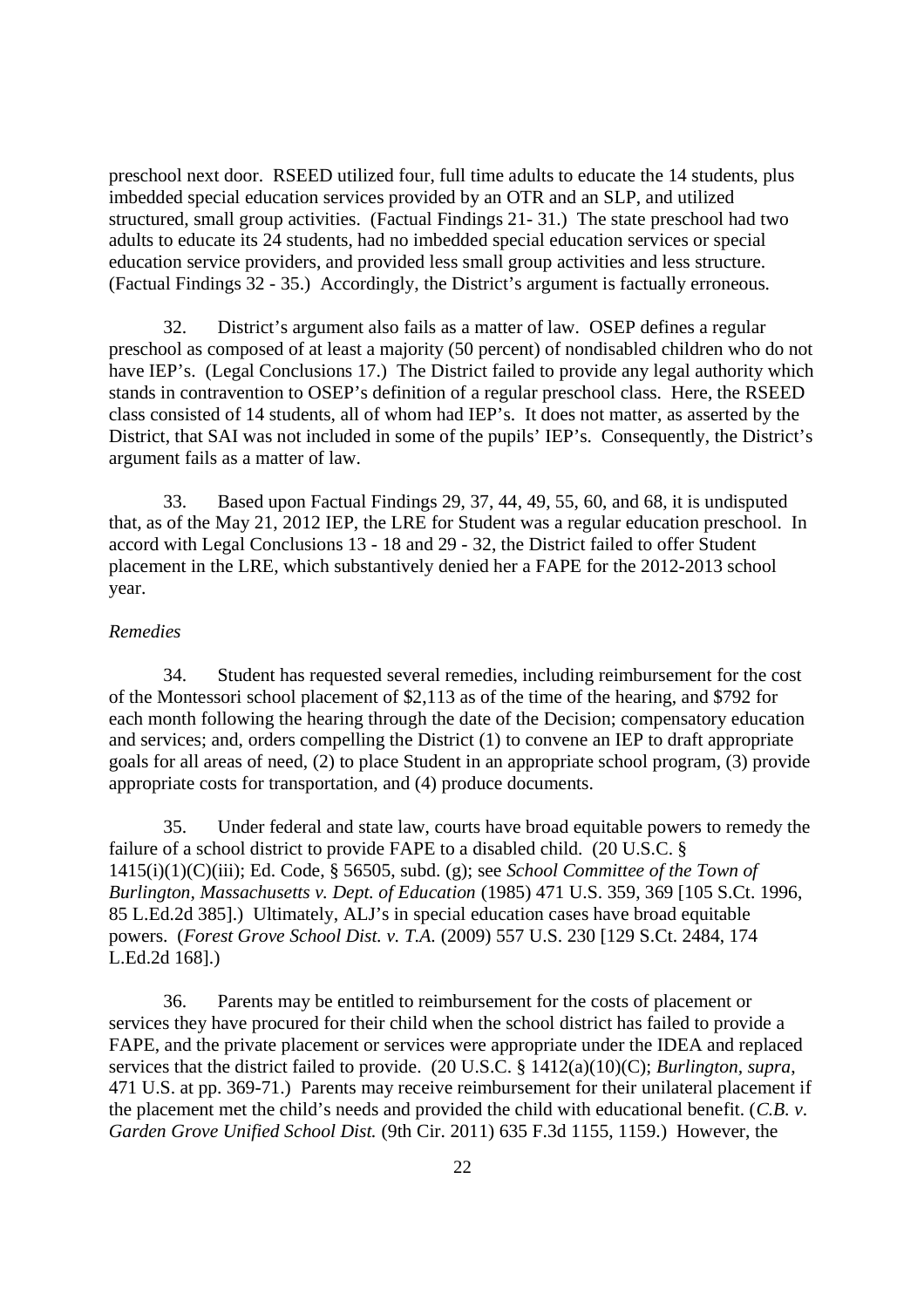preschool next door. RSEED utilized four, full time adults to educate the 14 students, plus imbedded special education services provided by an OTR and an SLP, and utilized structured, small group activities. (Factual Findings 21- 31.) The state preschool had two adults to educate its 24 students, had no imbedded special education services or special education service providers, and provided less small group activities and less structure. (Factual Findings 32 - 35.) Accordingly, the District's argument is factually erroneous.

32. District's argument also fails as a matter of law. OSEP defines a regular preschool as composed of at least a majority (50 percent) of nondisabled children who do not have IEP's. (Legal Conclusions 17.) The District failed to provide any legal authority which stands in contravention to OSEP's definition of a regular preschool class. Here, the RSEED class consisted of 14 students, all of whom had IEP's. It does not matter, as asserted by the District, that SAI was not included in some of the pupils' IEP's. Consequently, the District's argument fails as a matter of law.

33. Based upon Factual Findings 29, 37, 44, 49, 55, 60, and 68, it is undisputed that, as of the May 21, 2012 IEP, the LRE for Student was a regular education preschool. In accord with Legal Conclusions 13 - 18 and 29 - 32, the District failed to offer Student placement in the LRE, which substantively denied her a FAPE for the 2012-2013 school year.

*Remedies*

34. Student has requested several remedies, including reimbursement for the cost of the Montessori school placement of $2,113 as of the time of the hearing, and $792 for each month following the hearing through the date of the Decision; compensatory education and services; and, orders compelling the District (1) to convene an IEP to draft appropriate goals for all areas of need, (2) to place Student in an appropriate school program, (3) provide appropriate costs for transportation, and (4) produce documents.

35. Under federal and state law, courts have broad equitable powers to remedy the failure of a school district to provide FAPE to a disabled child. (20 U.S.C. § 1415(i)(1)(C)(iii); Ed. Code, § 56505, subd. (g); see *School Committee of the Town of Burlington, Massachusetts v. Dept. of Education* (1985) 471 U.S. 359, 369 [105 S.Ct. 1996, 85 L.Ed.2d 385].) Ultimately, ALJ's in special education cases have broad equitable powers. (*Forest Grove School Dist. v. T.A.* (2009) 557 U.S. 230 [129 S.Ct. 2484, 174 L.Ed.2d 168].)

36. Parents may be entitled to reimbursement for the costs of placement or services they have procured for their child when the school district has failed to provide a FAPE, and the private placement or services were appropriate under the IDEA and replaced services that the district failed to provide. (20 U.S.C. § 1412(a)(10)(C); *Burlington, supra*, 471 U.S. at pp. 369-71.) Parents may receive reimbursement for their unilateral placement if the placement met the child's needs and provided the child with educational benefit. (*C.B. v. Garden Grove Unified School Dist.* (9th Cir. 2011) 635 F.3d 1155, 1159.) However, the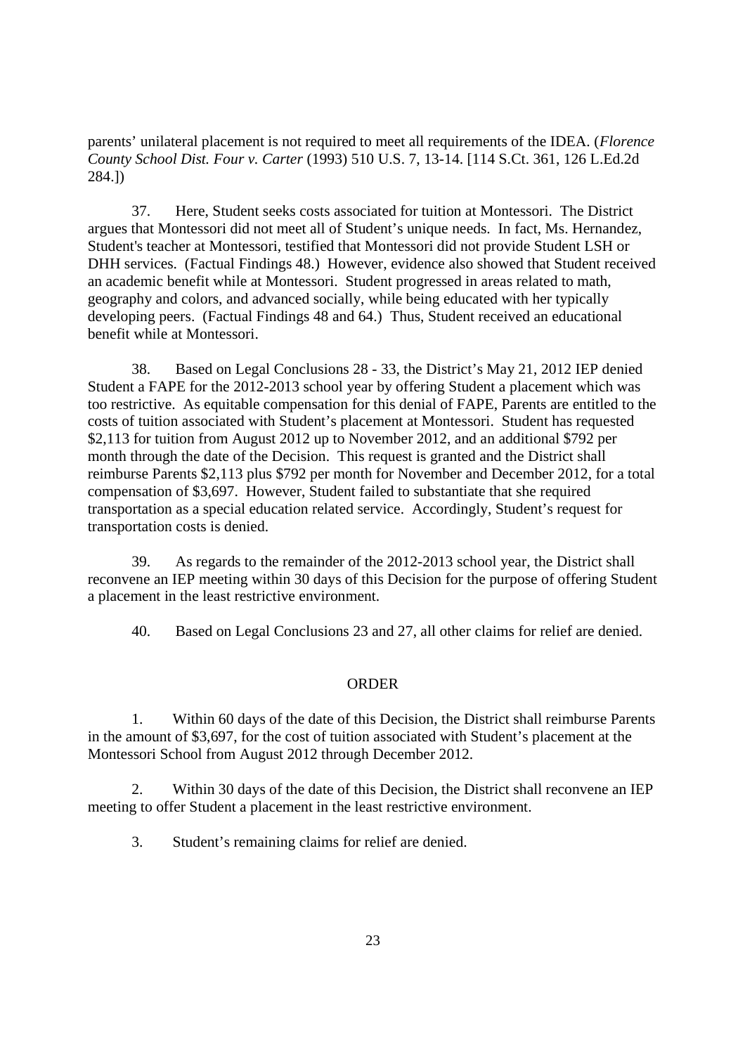parents' unilateral placement is not required to meet all requirements of the IDEA. (*Florence County School Dist. Four v. Carter* (1993) 510 U.S. 7, 13-14. [114 S.Ct. 361, 126 L.Ed.2d 284.])

37. Here, Student seeks costs associated for tuition at Montessori. The District argues that Montessori did not meet all of Student's unique needs. In fact, Ms. Hernandez, Student's teacher at Montessori, testified that Montessori did not provide Student LSH or DHH services. (Factual Findings 48.) However, evidence also showed that Student received an academic benefit while at Montessori. Student progressed in areas related to math, geography and colors, and advanced socially, while being educated with her typically developing peers. (Factual Findings 48 and 64.) Thus, Student received an educational benefit while at Montessori.

38. Based on Legal Conclusions 28 - 33, the District's May 21, 2012 IEP denied Student a FAPE for the 2012-2013 school year by offering Student a placement which was too restrictive. As equitable compensation for this denial of FAPE, Parents are entitled to the costs of tuition associated with Student's placement at Montessori. Student has requested \$2,113 for tuition from August 2012 up to November 2012, and an additional \$792 per month through the date of the Decision. This request is granted and the District shall reimburse Parents \$2,113 plus \$792 per month for November and December 2012, for a total compensation of \$3,697. However, Student failed to substantiate that she required transportation as a special education related service. Accordingly, Student's request for transportation costs is denied.

39. As regards to the remainder of the 2012-2013 school year, the District shall reconvene an IEP meeting within 30 days of this Decision for the purpose of offering Student a placement in the least restrictive environment.

40. Based on Legal Conclusions 23 and 27, all other claims for relief are denied.

## ORDER

1. Within 60 days of the date of this Decision, the District shall reimburse Parents in the amount of \$3,697, for the cost of tuition associated with Student's placement at the Montessori School from August 2012 through December 2012.

2. Within 30 days of the date of this Decision, the District shall reconvene an IEP meeting to offer Student a placement in the least restrictive environment.

3. Student's remaining claims for relief are denied.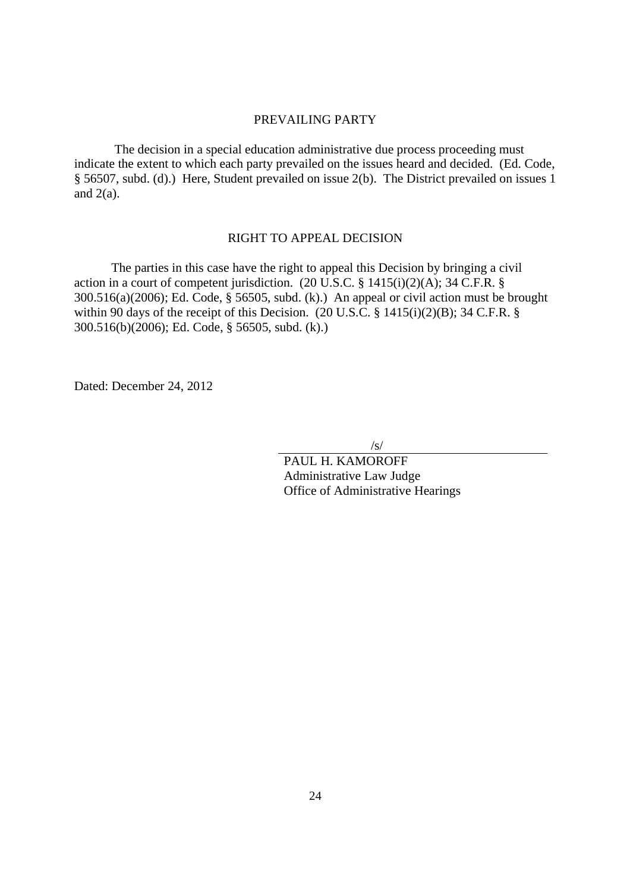## PREVAILING PARTY

The decision in a special education administrative due process proceeding must indicate the extent to which each party prevailed on the issues heard and decided. (Ed. Code, § 56507, subd. (d).) Here, Student prevailed on issue 2(b). The District prevailed on issues 1 and 2(a).

## RIGHT TO APPEAL DECISION

The parties in this case have the right to appeal this Decision by bringing a civil action in a court of competent jurisdiction. (20 U.S.C. § 1415(i)(2)(A); 34 C.F.R. § 300.516(a)(2006); Ed. Code, § 56505, subd. (k).) An appeal or civil action must be brought within 90 days of the receipt of this Decision. (20 U.S.C. § 1415(i)(2)(B); 34 C.F.R. § 300.516(b)(2006); Ed. Code, § 56505, subd. (k).)

Dated: December 24, 2012

/s/

PAUL H. KAMOROFF
Administrative Law Judge
Office of Administrative Hearings